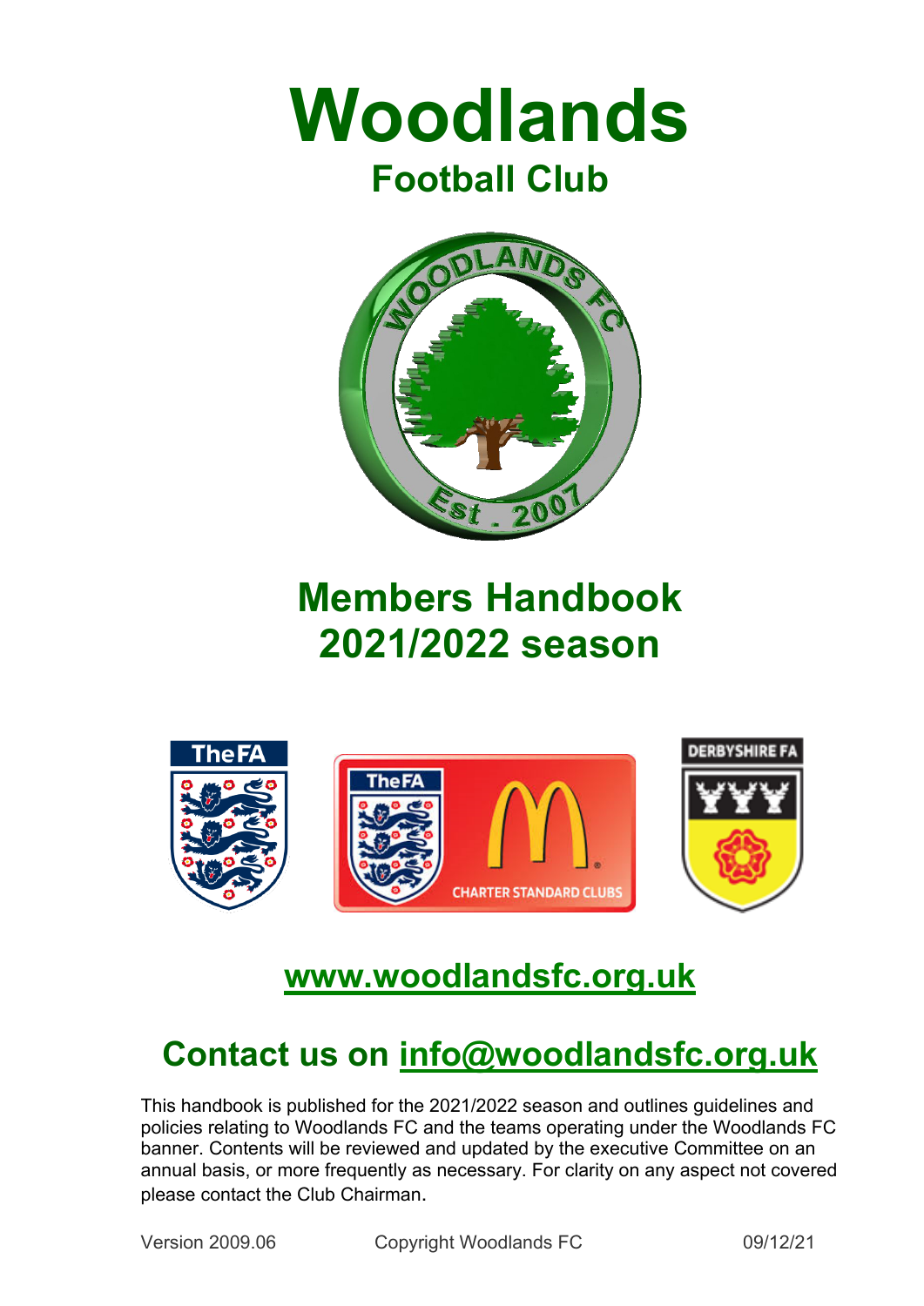# Woodlands

## Football Club

# Members Handbook 2021/2022 season

## www.woodlandsfc.org.uk

## Contact us on info@woodlandsfc.org.uk

This handbook is published for the 2021/2022 season and outlines guidelines and policies relating to Woodlands FC and the teams operating under the Woodlands FC banner. Contents will be reviewed and updated by the executive Committee on an annual basis, or more frequently as necessary. For clarity on any aspect not covered please contact the Club Chairman.

Version 2009.06 Copyright Woodlands FC 09/12/21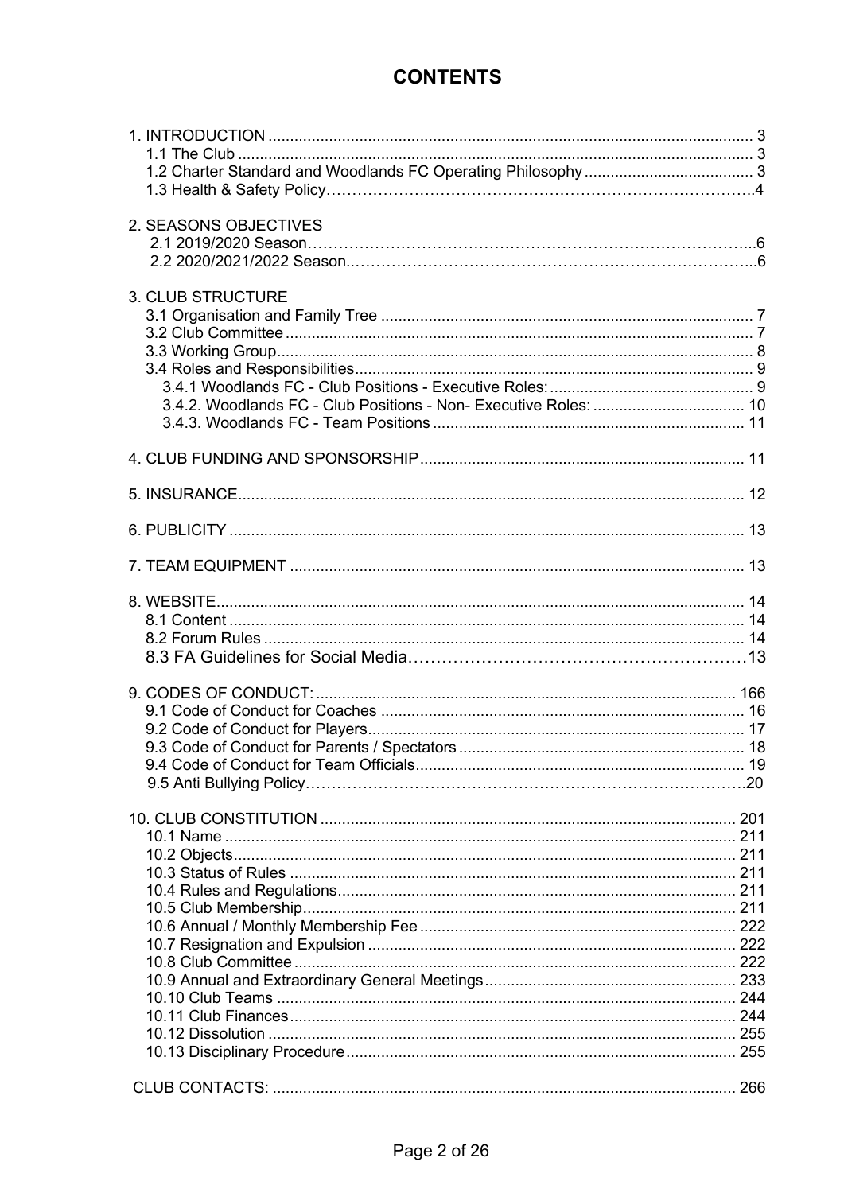# CONTENTS

1. INTRODUCTION ............................................................ 3
   1.1 The Club ............................................................ 3
   1.2 Charter Standard and Woodlands FC Operating Philosophy ............................ 3
   1.3 Health & Safety Policy……………………………………………………………………..4

2. SEASONS OBJECTIVES
   2.1 2019/2020 Season……………………………………………………………………...6
   2.2 2020/2021/2022 Season..…………………………………………………………………...6

3. CLUB STRUCTURE
   3.1 Organisation and Family Tree ............................................................ 7
   3.2 Club Committee ............................................................ 7
   3.3 Working Group............................................................ 8
   3.4 Roles and Responsibilities............................................................ 9
      3.4.1 Woodlands FC - Club Positions - Executive Roles: ............................ 9
      3.4.2. Woodlands FC - Club Positions - Non- Executive Roles: ............................ 10
      3.4.3. Woodlands FC - Team Positions ............................................................ 11

4. CLUB FUNDING AND SPONSORSHIP............................................................ 11

5. INSURANCE............................................................ 12

6. PUBLICITY ............................................................ 13

7. TEAM EQUIPMENT ............................................................ 13

8. WEBSITE............................................................ 14
   8.1 Content ............................................................ 14
   8.2 Forum Rules ............................................................ 14
   8.3 FA Guidelines for Social Media…………………………………………………13

9. CODES OF CONDUCT: ............................................................ 166
   9.1 Code of Conduct for Coaches ............................................................ 16
   9.2 Code of Conduct for Players............................................................ 17
   9.3 Code of Conduct for Parents / Spectators ............................................................ 18
   9.4 Code of Conduct for Team Officials............................................................ 19
   9.5 Anti Bullying Policy………………………………………………………………………….20

10. CLUB CONSTITUTION ............................................................ 201
   10.1 Name ............................................................ 211
   10.2 Objects............................................................ 211
   10.3 Status of Rules ............................................................ 211
   10.4 Rules and Regulations............................................................ 211
   10.5 Club Membership............................................................ 211
   10.6 Annual / Monthly Membership Fee ............................................................ 222
   10.7 Resignation and Expulsion ............................................................ 222
   10.8 Club Committee ............................................................ 222
   10.9 Annual and Extraordinary General Meetings............................................................ 233
   10.10 Club Teams ............................................................ 244
   10.11 Club Finances............................................................ 244
   10.12 Dissolution ............................................................ 255
   10.13 Disciplinary Procedure............................................................ 255

CLUB CONTACTS: ............................................................ 266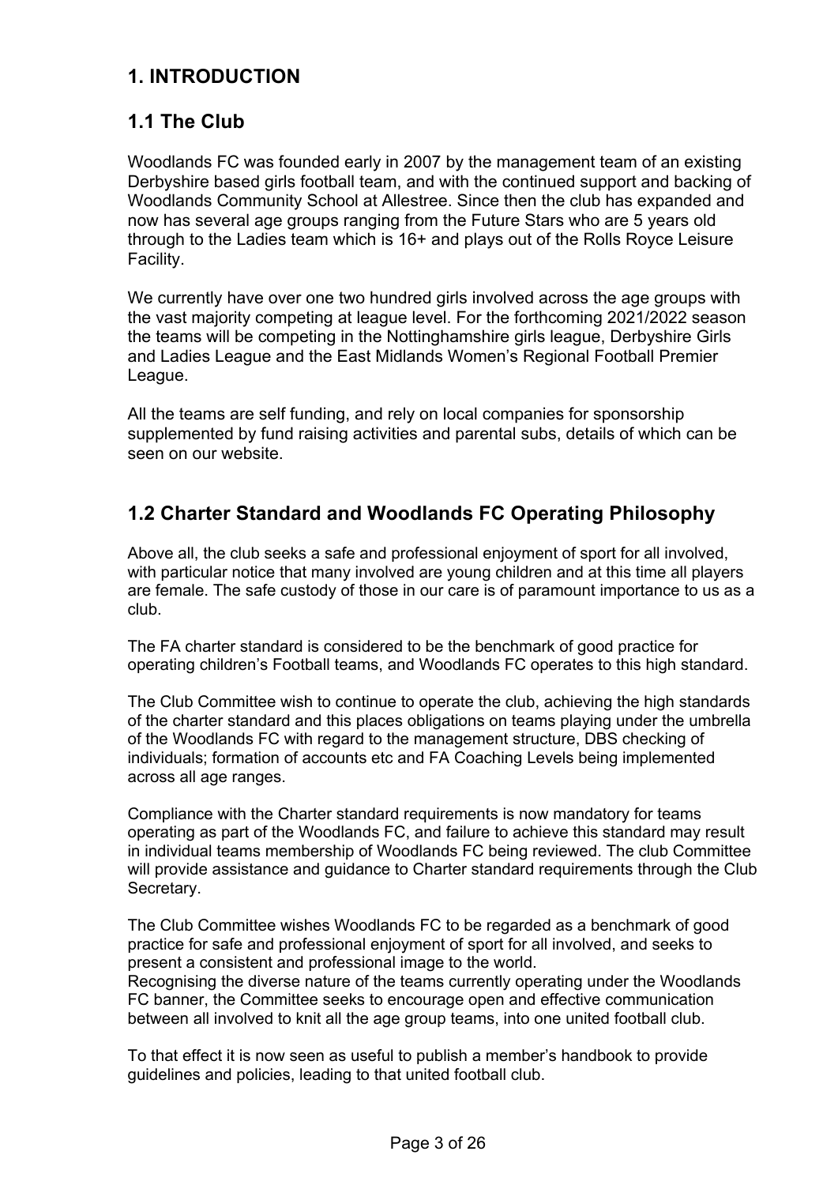# 1. INTRODUCTION

## 1.1 The Club

Woodlands FC was founded early in 2007 by the management team of an existing Derbyshire based girls football team, and with the continued support and backing of Woodlands Community School at Allestree. Since then the club has expanded and now has several age groups ranging from the Future Stars who are 5 years old through to the Ladies team which is 16+ and plays out of the Rolls Royce Leisure Facility.

We currently have over one two hundred girls involved across the age groups with the vast majority competing at league level. For the forthcoming 2021/2022 season the teams will be competing in the Nottinghamshire girls league, Derbyshire Girls and Ladies League and the East Midlands Women's Regional Football Premier League.

All the teams are self funding, and rely on local companies for sponsorship supplemented by fund raising activities and parental subs, details of which can be seen on our website.

## 1.2 Charter Standard and Woodlands FC Operating Philosophy

Above all, the club seeks a safe and professional enjoyment of sport for all involved, with particular notice that many involved are young children and at this time all players are female. The safe custody of those in our care is of paramount importance to us as a club.

The FA charter standard is considered to be the benchmark of good practice for operating children's Football teams, and Woodlands FC operates to this high standard.

The Club Committee wish to continue to operate the club, achieving the high standards of the charter standard and this places obligations on teams playing under the umbrella of the Woodlands FC with regard to the management structure, DBS checking of individuals; formation of accounts etc and FA Coaching Levels being implemented across all age ranges.

Compliance with the Charter standard requirements is now mandatory for teams operating as part of the Woodlands FC, and failure to achieve this standard may result in individual teams membership of Woodlands FC being reviewed. The club Committee will provide assistance and guidance to Charter standard requirements through the Club Secretary.

The Club Committee wishes Woodlands FC to be regarded as a benchmark of good practice for safe and professional enjoyment of sport for all involved, and seeks to present a consistent and professional image to the world.
Recognising the diverse nature of the teams currently operating under the Woodlands FC banner, the Committee seeks to encourage open and effective communication between all involved to knit all the age group teams, into one united football club.

To that effect it is now seen as useful to publish a member's handbook to provide guidelines and policies, leading to that united football club.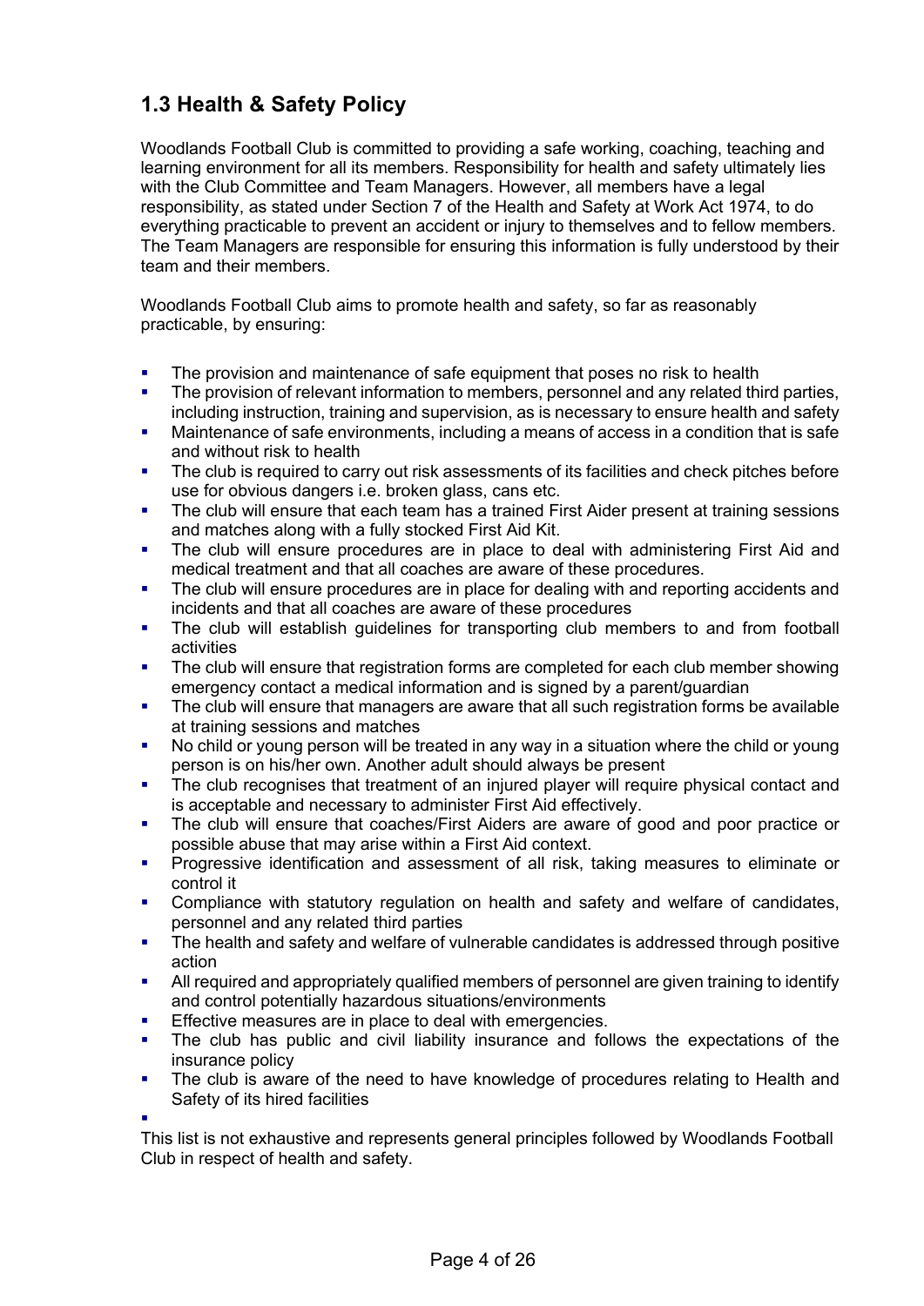## 1.3 Health & Safety Policy

Woodlands Football Club is committed to providing a safe working, coaching, teaching and learning environment for all its members. Responsibility for health and safety ultimately lies with the Club Committee and Team Managers. However, all members have a legal responsibility, as stated under Section 7 of the Health and Safety at Work Act 1974, to do everything practicable to prevent an accident or injury to themselves and to fellow members. The Team Managers are responsible for ensuring this information is fully understood by their team and their members.

Woodlands Football Club aims to promote health and safety, so far as reasonably practicable, by ensuring:

- The provision and maintenance of safe equipment that poses no risk to health
- The provision of relevant information to members, personnel and any related third parties, including instruction, training and supervision, as is necessary to ensure health and safety
- Maintenance of safe environments, including a means of access in a condition that is safe and without risk to health
- The club is required to carry out risk assessments of its facilities and check pitches before use for obvious dangers i.e. broken glass, cans etc.
- The club will ensure that each team has a trained First Aider present at training sessions and matches along with a fully stocked First Aid Kit.
- The club will ensure procedures are in place to deal with administering First Aid and medical treatment and that all coaches are aware of these procedures.
- The club will ensure procedures are in place for dealing with and reporting accidents and incidents and that all coaches are aware of these procedures
- The club will establish guidelines for transporting club members to and from football activities
- The club will ensure that registration forms are completed for each club member showing emergency contact a medical information and is signed by a parent/guardian
- The club will ensure that managers are aware that all such registration forms be available at training sessions and matches
- No child or young person will be treated in any way in a situation where the child or young person is on his/her own. Another adult should always be present
- The club recognises that treatment of an injured player will require physical contact and is acceptable and necessary to administer First Aid effectively.
- The club will ensure that coaches/First Aiders are aware of good and poor practice or possible abuse that may arise within a First Aid context.
- Progressive identification and assessment of all risk, taking measures to eliminate or control it
- Compliance with statutory regulation on health and safety and welfare of candidates, personnel and any related third parties
- The health and safety and welfare of vulnerable candidates is addressed through positive action
- All required and appropriately qualified members of personnel are given training to identify and control potentially hazardous situations/environments
- Effective measures are in place to deal with emergencies.
- The club has public and civil liability insurance and follows the expectations of the insurance policy
- The club is aware of the need to have knowledge of procedures relating to Health and Safety of its hired facilities

This list is not exhaustive and represents general principles followed by Woodlands Football Club in respect of health and safety.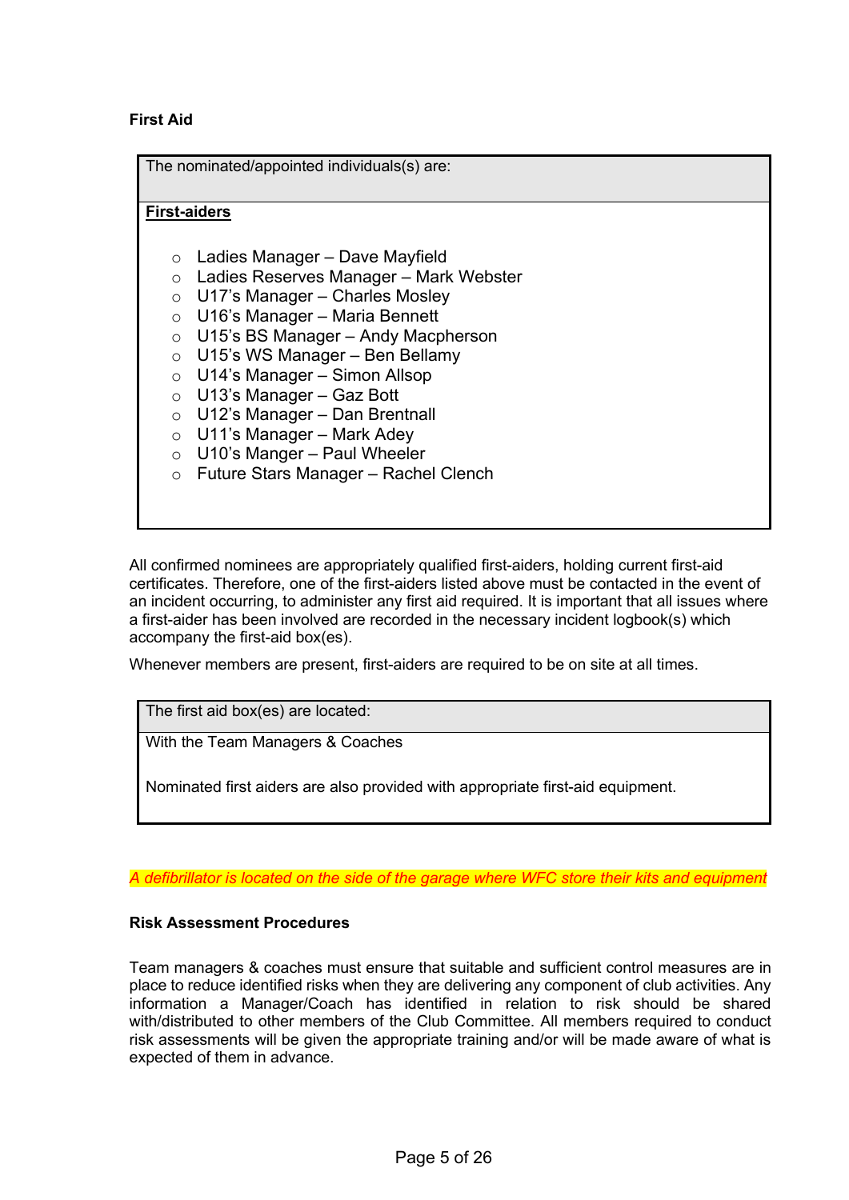### First Aid

| The nominated/appointed individuals(s) are: |
| --- |
| **First-aiders**<br><br>○ Ladies Manager – Dave Mayfield<br>○ Ladies Reserves Manager – Mark Webster<br>○ U17's Manager – Charles Mosley<br>○ U16's Manager – Maria Bennett<br>○ U15's BS Manager – Andy Macpherson<br>○ U15's WS Manager – Ben Bellamy<br>○ U14's Manager – Simon Allsop<br>○ U13's Manager – Gaz Bott<br>○ U12's Manager – Dan Brentnall<br>○ U11's Manager – Mark Adey<br>○ U10's Manger – Paul Wheeler<br>○ Future Stars Manager – Rachel Clench |

All confirmed nominees are appropriately qualified first-aiders, holding current first-aid certificates. Therefore, one of the first-aiders listed above must be contacted in the event of an incident occurring, to administer any first aid required. It is important that all issues where a first-aider has been involved are recorded in the necessary incident logbook(s) which accompany the first-aid box(es).

Whenever members are present, first-aiders are required to be on site at all times.

| The first aid box(es) are located: |
| --- |
| With the Team Managers & Coaches<br><br>Nominated first aiders are also provided with appropriate first-aid equipment. |

*A defibrillator is located on the side of the garage where WFC store their kits and equipment*

### Risk Assessment Procedures

Team managers & coaches must ensure that suitable and sufficient control measures are in place to reduce identified risks when they are delivering any component of club activities. Any information a Manager/Coach has identified in relation to risk should be shared with/distributed to other members of the Club Committee. All members required to conduct risk assessments will be given the appropriate training and/or will be made aware of what is expected of them in advance.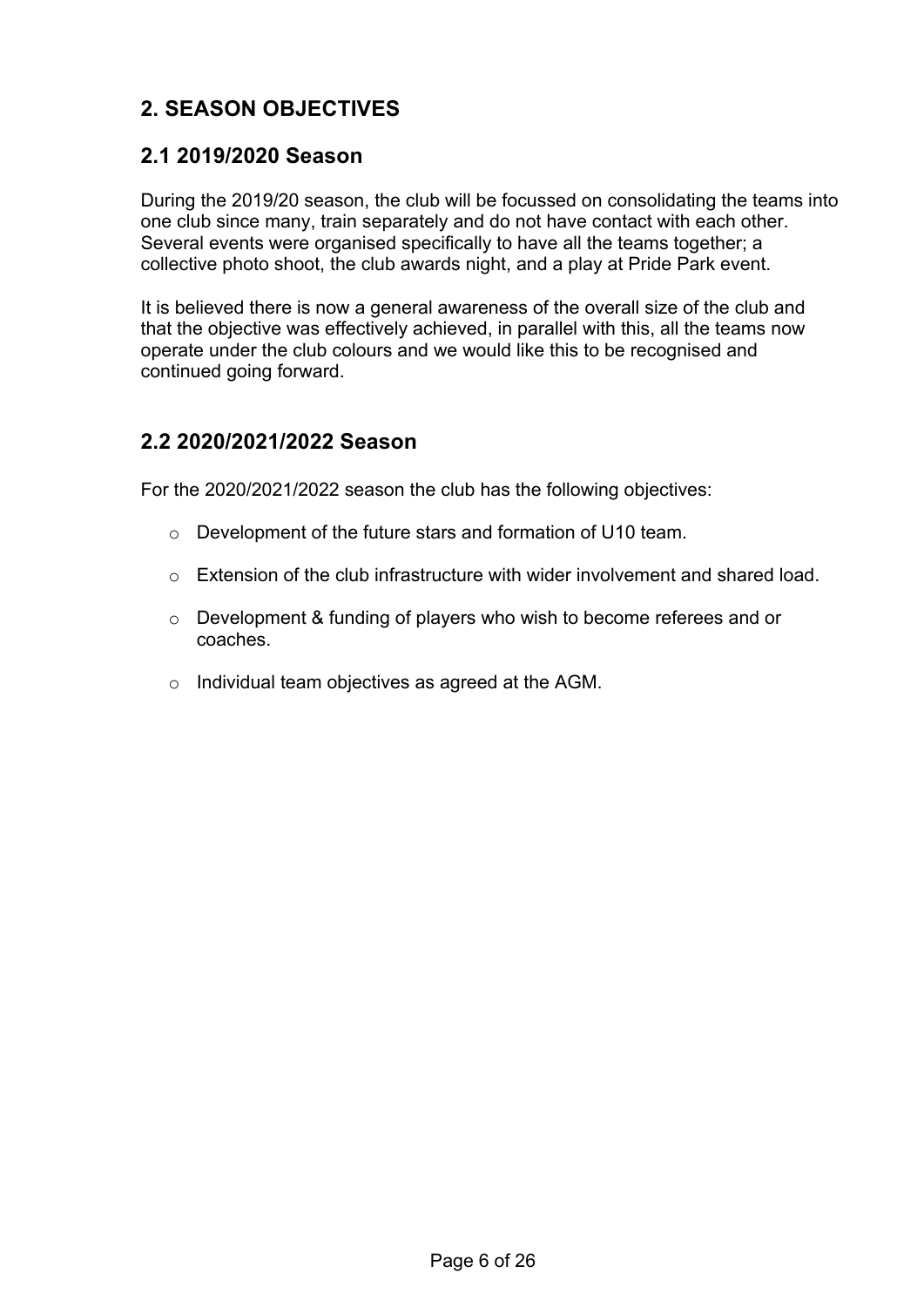## 2. SEASON OBJECTIVES

### 2.1 2019/2020 Season

During the 2019/20 season, the club will be focussed on consolidating the teams into one club since many, train separately and do not have contact with each other. Several events were organised specifically to have all the teams together; a collective photo shoot, the club awards night, and a play at Pride Park event.

It is believed there is now a general awareness of the overall size of the club and that the objective was effectively achieved, in parallel with this, all the teams now operate under the club colours and we would like this to be recognised and continued going forward.

### 2.2 2020/2021/2022 Season

For the 2020/2021/2022 season the club has the following objectives:

- Development of the future stars and formation of U10 team.
- Extension of the club infrastructure with wider involvement and shared load.
- Development & funding of players who wish to become referees and or coaches.
- Individual team objectives as agreed at the AGM.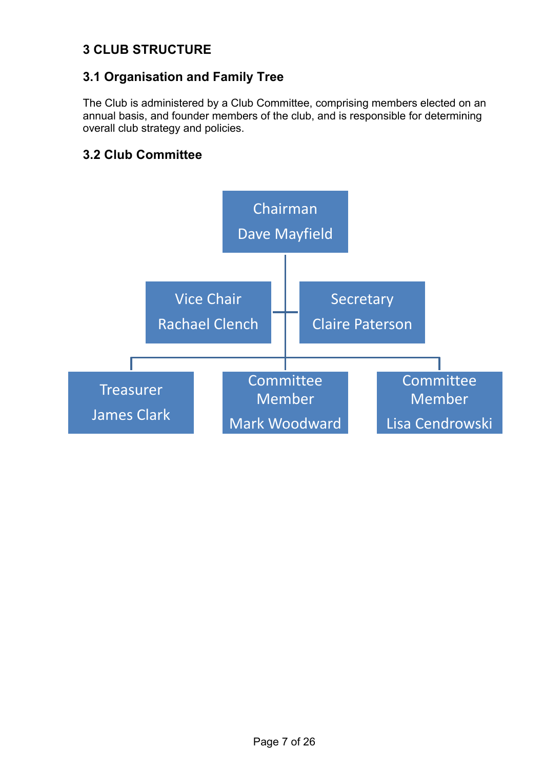# 3 CLUB STRUCTURE

## 3.1 Organisation and Family Tree

The Club is administered by a Club Committee, comprising members elected on an annual basis, and founder members of the club, and is responsible for determining overall club strategy and policies.

## 3.2 Club Committee

Chairman
Dave Mayfield

Vice Chair
Rachael Clench

Secretary
Claire Paterson

Treasurer
James Clark

Committee Member
Mark Woodward

Committee Member
Lisa Cendrowski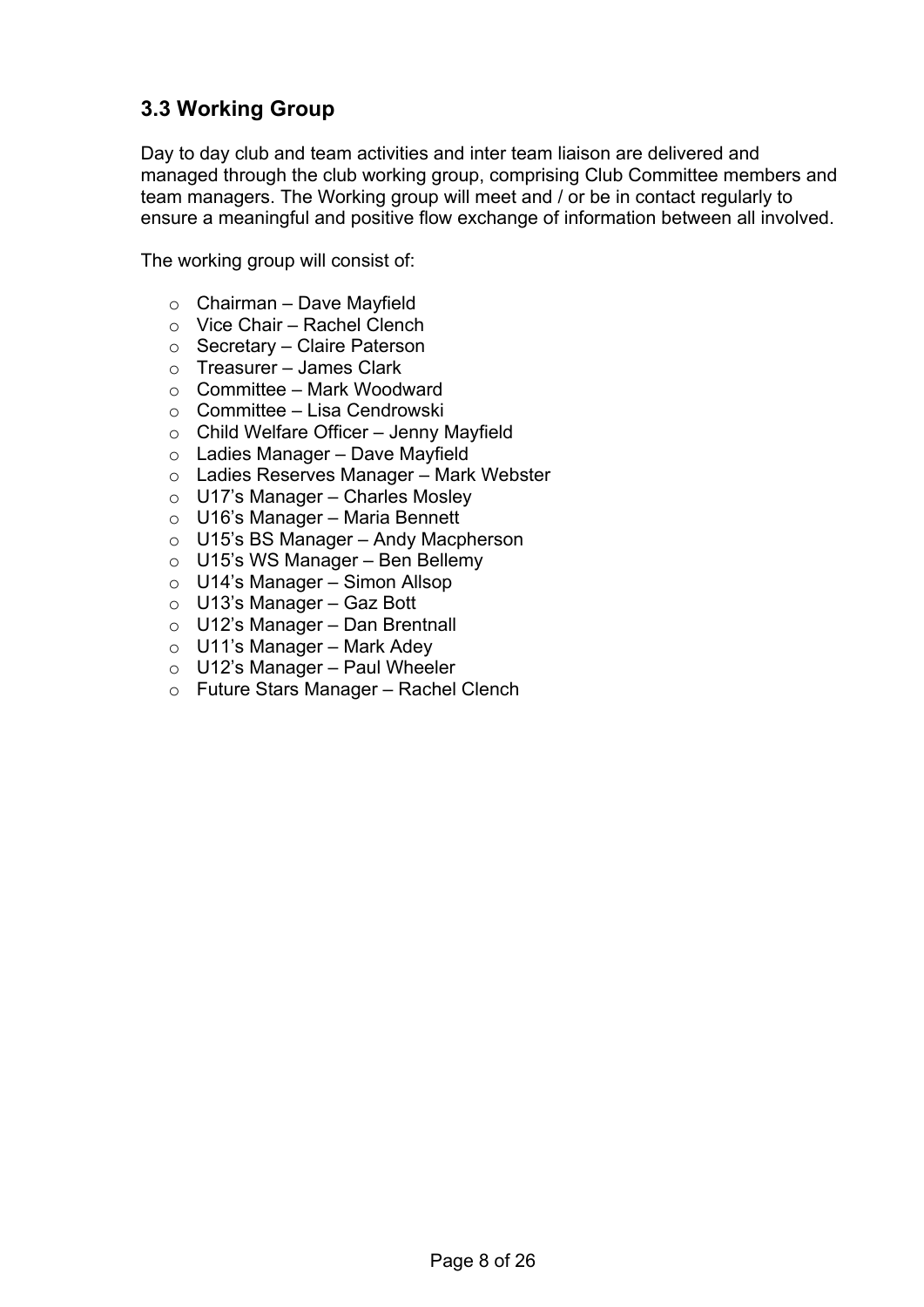## 3.3 Working Group

Day to day club and team activities and inter team liaison are delivered and managed through the club working group, comprising Club Committee members and team managers. The Working group will meet and / or be in contact regularly to ensure a meaningful and positive flow exchange of information between all involved.

The working group will consist of:

- Chairman – Dave Mayfield
- Vice Chair – Rachel Clench
- Secretary – Claire Paterson
- Treasurer – James Clark
- Committee – Mark Woodward
- Committee – Lisa Cendrowski
- Child Welfare Officer – Jenny Mayfield
- Ladies Manager – Dave Mayfield
- Ladies Reserves Manager – Mark Webster
- U17's Manager – Charles Mosley
- U16's Manager – Maria Bennett
- U15's BS Manager – Andy Macpherson
- U15's WS Manager – Ben Bellemy
- U14's Manager – Simon Allsop
- U13's Manager – Gaz Bott
- U12's Manager – Dan Brentnall
- U11's Manager – Mark Adey
- U12's Manager – Paul Wheeler
- Future Stars Manager – Rachel Clench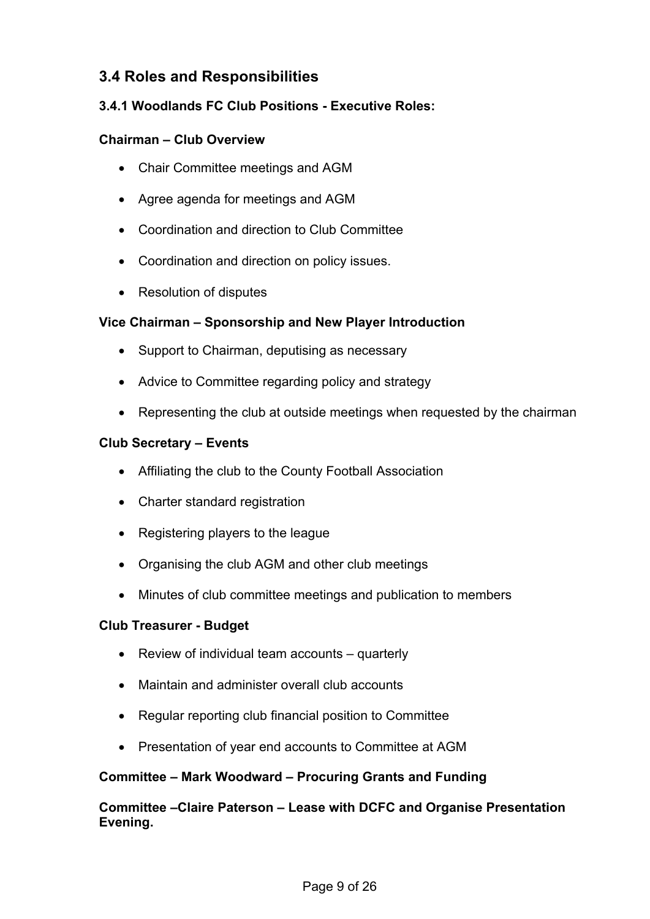## 3.4 Roles and Responsibilities

### 3.4.1 Woodlands FC Club Positions - Executive Roles:

**Chairman – Club Overview**

- Chair Committee meetings and AGM
- Agree agenda for meetings and AGM
- Coordination and direction to Club Committee
- Coordination and direction on policy issues.
- Resolution of disputes

**Vice Chairman – Sponsorship and New Player Introduction**

- Support to Chairman, deputising as necessary
- Advice to Committee regarding policy and strategy
- Representing the club at outside meetings when requested by the chairman

**Club Secretary – Events**

- Affiliating the club to the County Football Association
- Charter standard registration
- Registering players to the league
- Organising the club AGM and other club meetings
- Minutes of club committee meetings and publication to members

**Club Treasurer - Budget**

- Review of individual team accounts – quarterly
- Maintain and administer overall club accounts
- Regular reporting club financial position to Committee
- Presentation of year end accounts to Committee at AGM

**Committee – Mark Woodward – Procuring Grants and Funding**

**Committee –Claire Paterson – Lease with DCFC and Organise Presentation Evening.**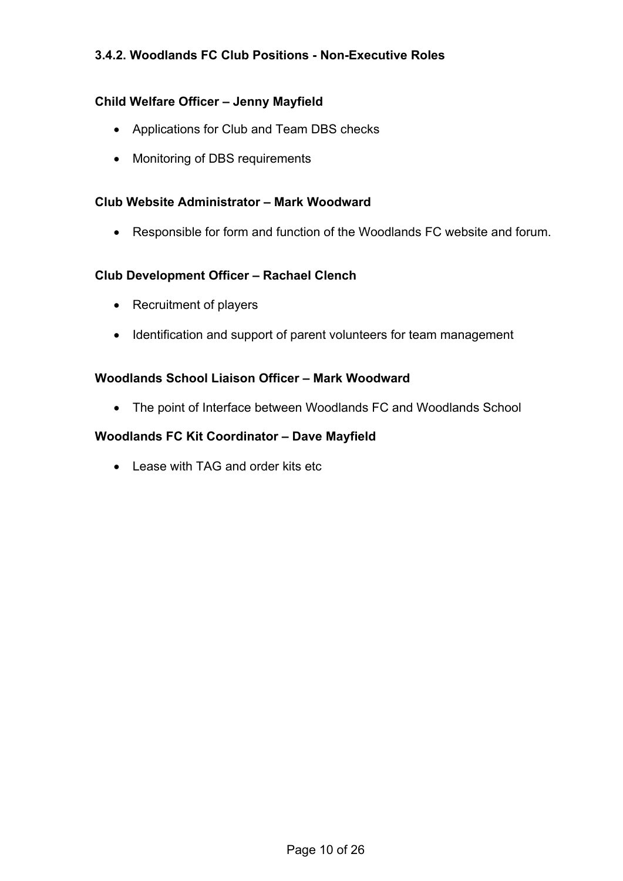### 3.4.2. Woodlands FC Club Positions - Non-Executive Roles

**Child Welfare Officer – Jenny Mayfield**

- Applications for Club and Team DBS checks
- Monitoring of DBS requirements

**Club Website Administrator – Mark Woodward**

- Responsible for form and function of the Woodlands FC website and forum.

**Club Development Officer – Rachael Clench**

- Recruitment of players
- Identification and support of parent volunteers for team management

**Woodlands School Liaison Officer – Mark Woodward**

- The point of Interface between Woodlands FC and Woodlands School

**Woodlands FC Kit Coordinator – Dave Mayfield**

- Lease with TAG and order kits etc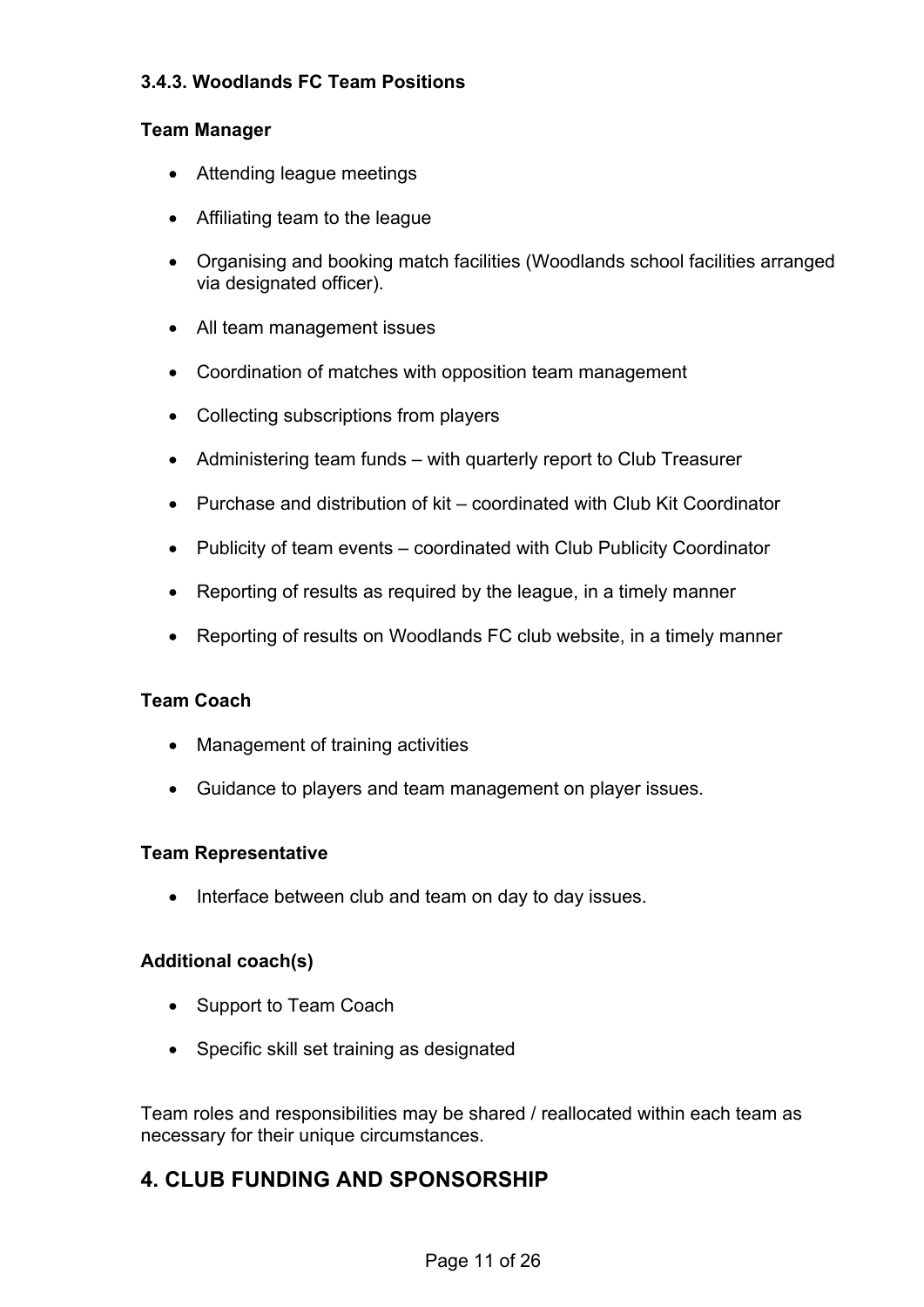### 3.4.3. Woodlands FC Team Positions

**Team Manager**

- Attending league meetings
- Affiliating team to the league
- Organising and booking match facilities (Woodlands school facilities arranged via designated officer).
- All team management issues
- Coordination of matches with opposition team management
- Collecting subscriptions from players
- Administering team funds – with quarterly report to Club Treasurer
- Purchase and distribution of kit – coordinated with Club Kit Coordinator
- Publicity of team events – coordinated with Club Publicity Coordinator
- Reporting of results as required by the league, in a timely manner
- Reporting of results on Woodlands FC club website, in a timely manner

**Team Coach**

- Management of training activities
- Guidance to players and team management on player issues.

**Team Representative**

- Interface between club and team on day to day issues.

**Additional coach(s)**

- Support to Team Coach
- Specific skill set training as designated

Team roles and responsibilities may be shared / reallocated within each team as necessary for their unique circumstances.

## 4. CLUB FUNDING AND SPONSORSHIP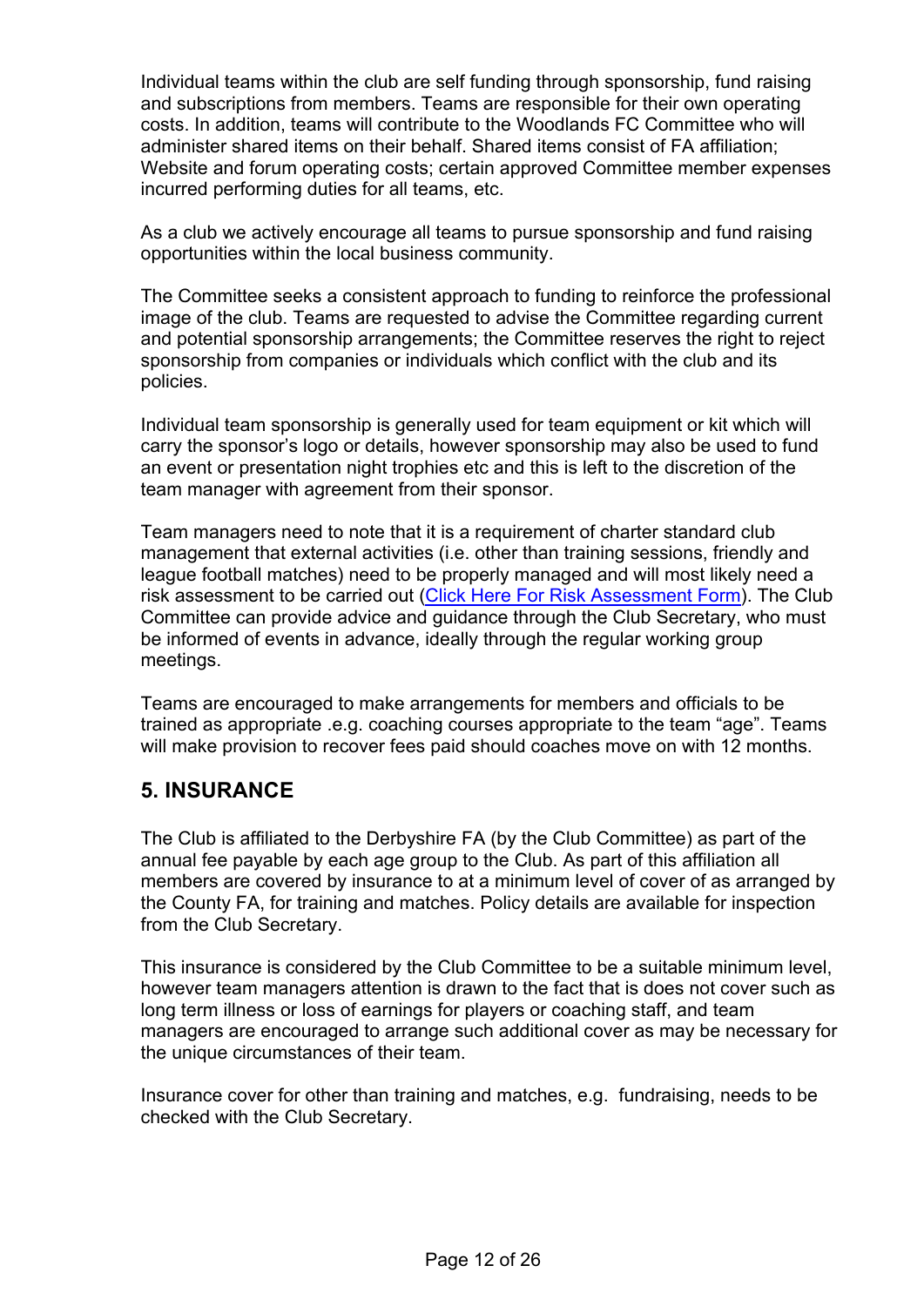Individual teams within the club are self funding through sponsorship, fund raising and subscriptions from members. Teams are responsible for their own operating costs. In addition, teams will contribute to the Woodlands FC Committee who will administer shared items on their behalf. Shared items consist of FA affiliation; Website and forum operating costs; certain approved Committee member expenses incurred performing duties for all teams, etc.

As a club we actively encourage all teams to pursue sponsorship and fund raising opportunities within the local business community.

The Committee seeks a consistent approach to funding to reinforce the professional image of the club. Teams are requested to advise the Committee regarding current and potential sponsorship arrangements; the Committee reserves the right to reject sponsorship from companies or individuals which conflict with the club and its policies.

Individual team sponsorship is generally used for team equipment or kit which will carry the sponsor's logo or details, however sponsorship may also be used to fund an event or presentation night trophies etc and this is left to the discretion of the team manager with agreement from their sponsor.

Team managers need to note that it is a requirement of charter standard club management that external activities (i.e. other than training sessions, friendly and league football matches) need to be properly managed and will most likely need a risk assessment to be carried out (Click Here For Risk Assessment Form). The Club Committee can provide advice and guidance through the Club Secretary, who must be informed of events in advance, ideally through the regular working group meetings.

Teams are encouraged to make arrangements for members and officials to be trained as appropriate .e.g. coaching courses appropriate to the team "age". Teams will make provision to recover fees paid should coaches move on with 12 months.

## 5. INSURANCE

The Club is affiliated to the Derbyshire FA (by the Club Committee) as part of the annual fee payable by each age group to the Club. As part of this affiliation all members are covered by insurance to at a minimum level of cover of as arranged by the County FA, for training and matches. Policy details are available for inspection from the Club Secretary.

This insurance is considered by the Club Committee to be a suitable minimum level, however team managers attention is drawn to the fact that is does not cover such as long term illness or loss of earnings for players or coaching staff, and team managers are encouraged to arrange such additional cover as may be necessary for the unique circumstances of their team.

Insurance cover for other than training and matches, e.g. fundraising, needs to be checked with the Club Secretary.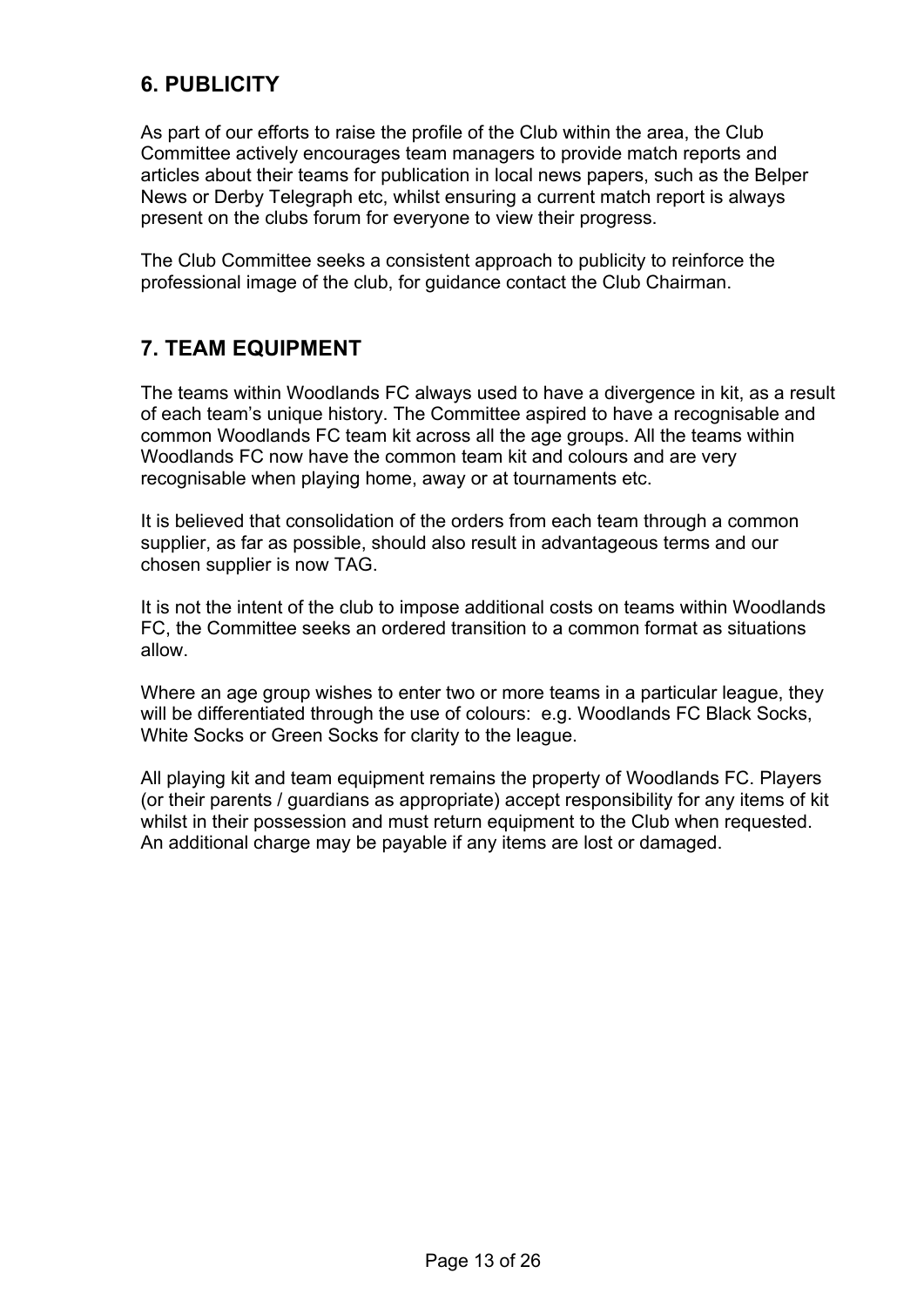## 6. PUBLICITY

As part of our efforts to raise the profile of the Club within the area, the Club Committee actively encourages team managers to provide match reports and articles about their teams for publication in local news papers, such as the Belper News or Derby Telegraph etc, whilst ensuring a current match report is always present on the clubs forum for everyone to view their progress.

The Club Committee seeks a consistent approach to publicity to reinforce the professional image of the club, for guidance contact the Club Chairman.

## 7. TEAM EQUIPMENT

The teams within Woodlands FC always used to have a divergence in kit, as a result of each team's unique history. The Committee aspired to have a recognisable and common Woodlands FC team kit across all the age groups. All the teams within Woodlands FC now have the common team kit and colours and are very recognisable when playing home, away or at tournaments etc.

It is believed that consolidation of the orders from each team through a common supplier, as far as possible, should also result in advantageous terms and our chosen supplier is now TAG.

It is not the intent of the club to impose additional costs on teams within Woodlands FC, the Committee seeks an ordered transition to a common format as situations allow.

Where an age group wishes to enter two or more teams in a particular league, they will be differentiated through the use of colours: e.g. Woodlands FC Black Socks, White Socks or Green Socks for clarity to the league.

All playing kit and team equipment remains the property of Woodlands FC. Players (or their parents / guardians as appropriate) accept responsibility for any items of kit whilst in their possession and must return equipment to the Club when requested. An additional charge may be payable if any items are lost or damaged.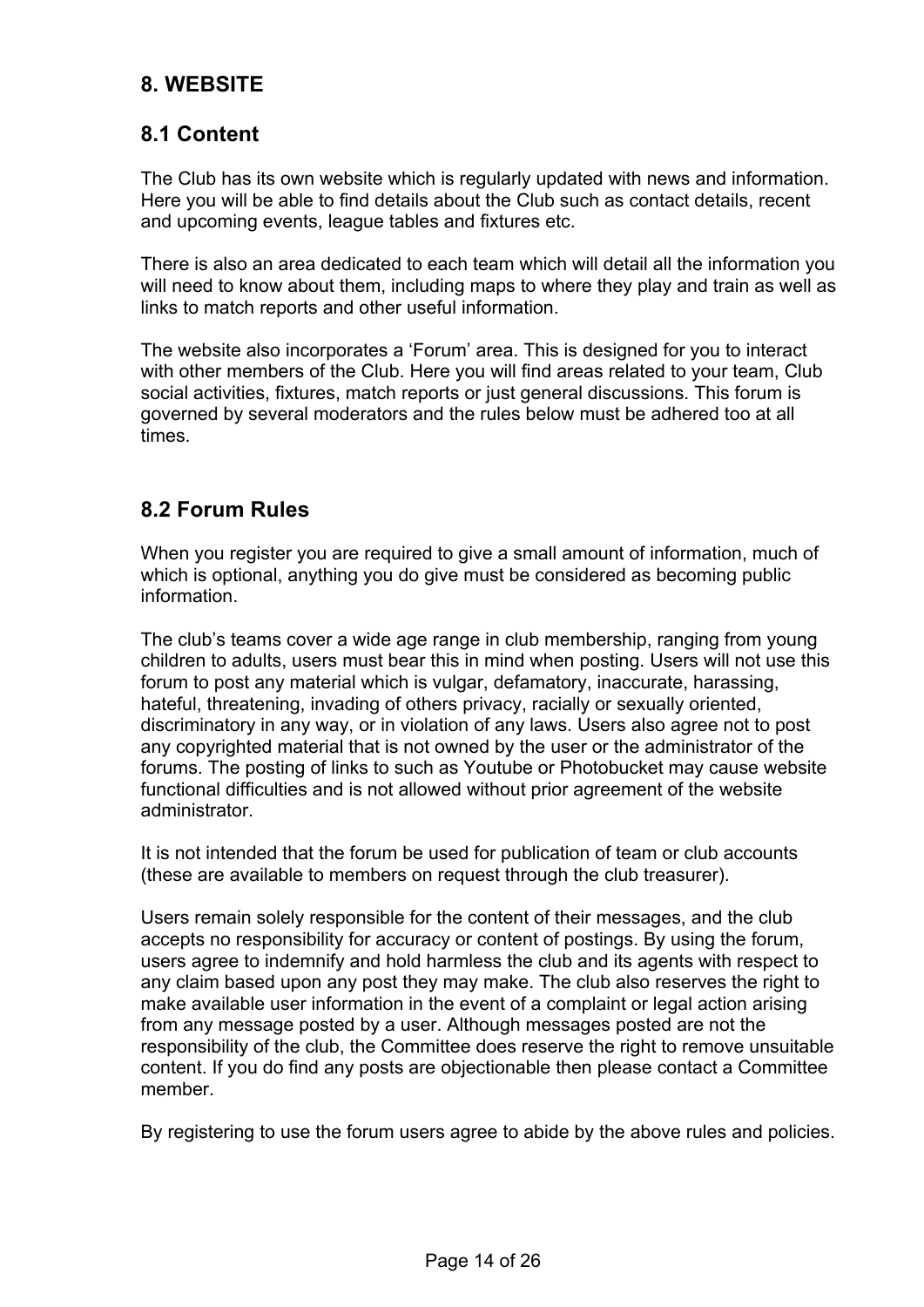## 8. WEBSITE

### 8.1 Content

The Club has its own website which is regularly updated with news and information. Here you will be able to find details about the Club such as contact details, recent and upcoming events, league tables and fixtures etc.

There is also an area dedicated to each team which will detail all the information you will need to know about them, including maps to where they play and train as well as links to match reports and other useful information.

The website also incorporates a 'Forum' area. This is designed for you to interact with other members of the Club. Here you will find areas related to your team, Club social activities, fixtures, match reports or just general discussions. This forum is governed by several moderators and the rules below must be adhered too at all times.

### 8.2 Forum Rules

When you register you are required to give a small amount of information, much of which is optional, anything you do give must be considered as becoming public information.

The club's teams cover a wide age range in club membership, ranging from young children to adults, users must bear this in mind when posting. Users will not use this forum to post any material which is vulgar, defamatory, inaccurate, harassing, hateful, threatening, invading of others privacy, racially or sexually oriented, discriminatory in any way, or in violation of any laws. Users also agree not to post any copyrighted material that is not owned by the user or the administrator of the forums. The posting of links to such as Youtube or Photobucket may cause website functional difficulties and is not allowed without prior agreement of the website administrator.

It is not intended that the forum be used for publication of team or club accounts (these are available to members on request through the club treasurer).

Users remain solely responsible for the content of their messages, and the club accepts no responsibility for accuracy or content of postings. By using the forum, users agree to indemnify and hold harmless the club and its agents with respect to any claim based upon any post they may make. The club also reserves the right to make available user information in the event of a complaint or legal action arising from any message posted by a user. Although messages posted are not the responsibility of the club, the Committee does reserve the right to remove unsuitable content. If you do find any posts are objectionable then please contact a Committee member.

By registering to use the forum users agree to abide by the above rules and policies.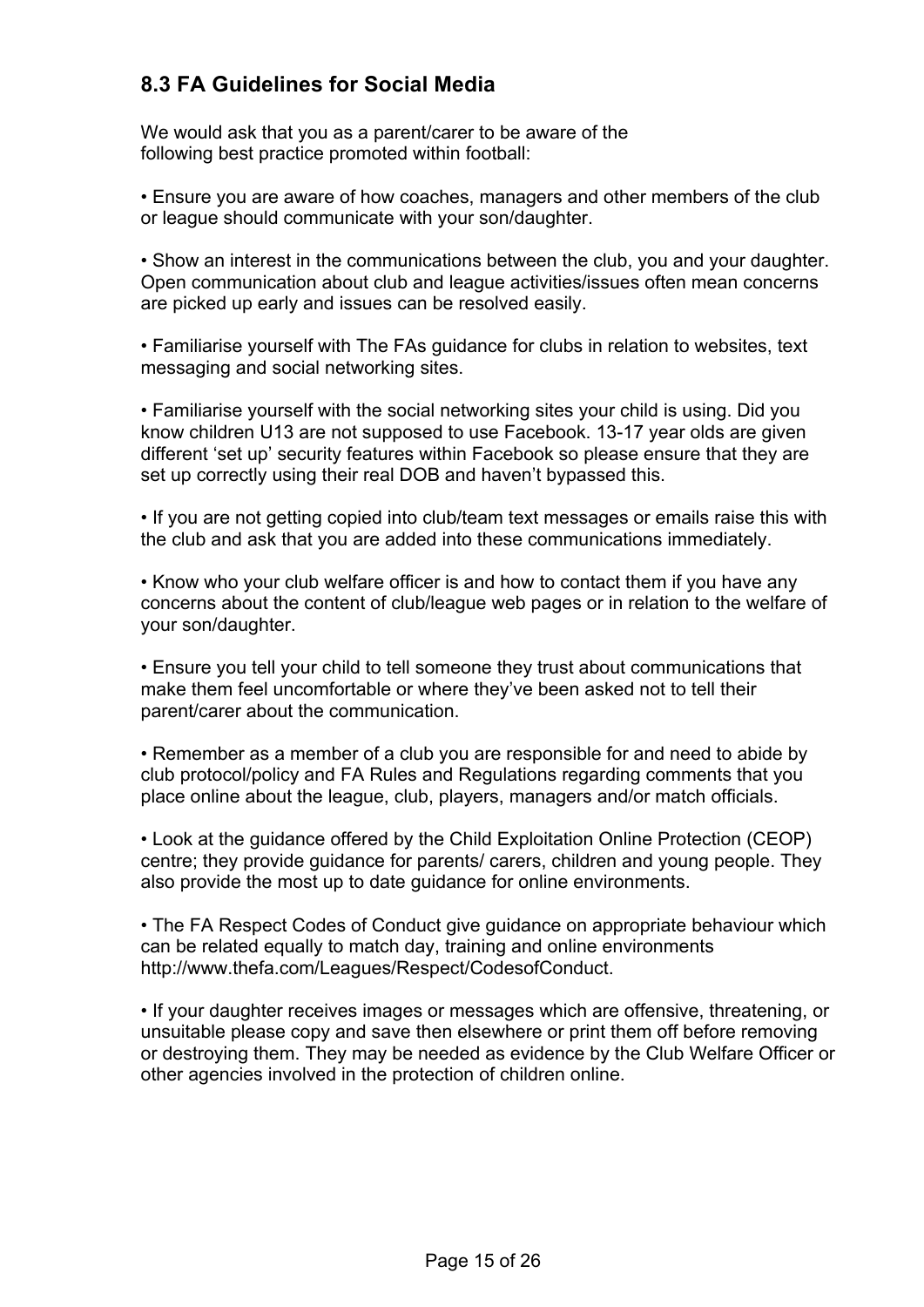## 8.3 FA Guidelines for Social Media

We would ask that you as a parent/carer to be aware of the following best practice promoted within football:

- Ensure you are aware of how coaches, managers and other members of the club or league should communicate with your son/daughter.

- Show an interest in the communications between the club, you and your daughter. Open communication about club and league activities/issues often mean concerns are picked up early and issues can be resolved easily.

- Familiarise yourself with The FAs guidance for clubs in relation to websites, text messaging and social networking sites.

- Familiarise yourself with the social networking sites your child is using. Did you know children U13 are not supposed to use Facebook. 13-17 year olds are given different 'set up' security features within Facebook so please ensure that they are set up correctly using their real DOB and haven't bypassed this.

- If you are not getting copied into club/team text messages or emails raise this with the club and ask that you are added into these communications immediately.

- Know who your club welfare officer is and how to contact them if you have any concerns about the content of club/league web pages or in relation to the welfare of your son/daughter.

- Ensure you tell your child to tell someone they trust about communications that make them feel uncomfortable or where they've been asked not to tell their parent/carer about the communication.

- Remember as a member of a club you are responsible for and need to abide by club protocol/policy and FA Rules and Regulations regarding comments that you place online about the league, club, players, managers and/or match officials.

- Look at the guidance offered by the Child Exploitation Online Protection (CEOP) centre; they provide guidance for parents/ carers, children and young people. They also provide the most up to date guidance for online environments.

- The FA Respect Codes of Conduct give guidance on appropriate behaviour which can be related equally to match day, training and online environments http://www.thefa.com/Leagues/Respect/CodesofConduct.

- If your daughter receives images or messages which are offensive, threatening, or unsuitable please copy and save then elsewhere or print them off before removing or destroying them. They may be needed as evidence by the Club Welfare Officer or other agencies involved in the protection of children online.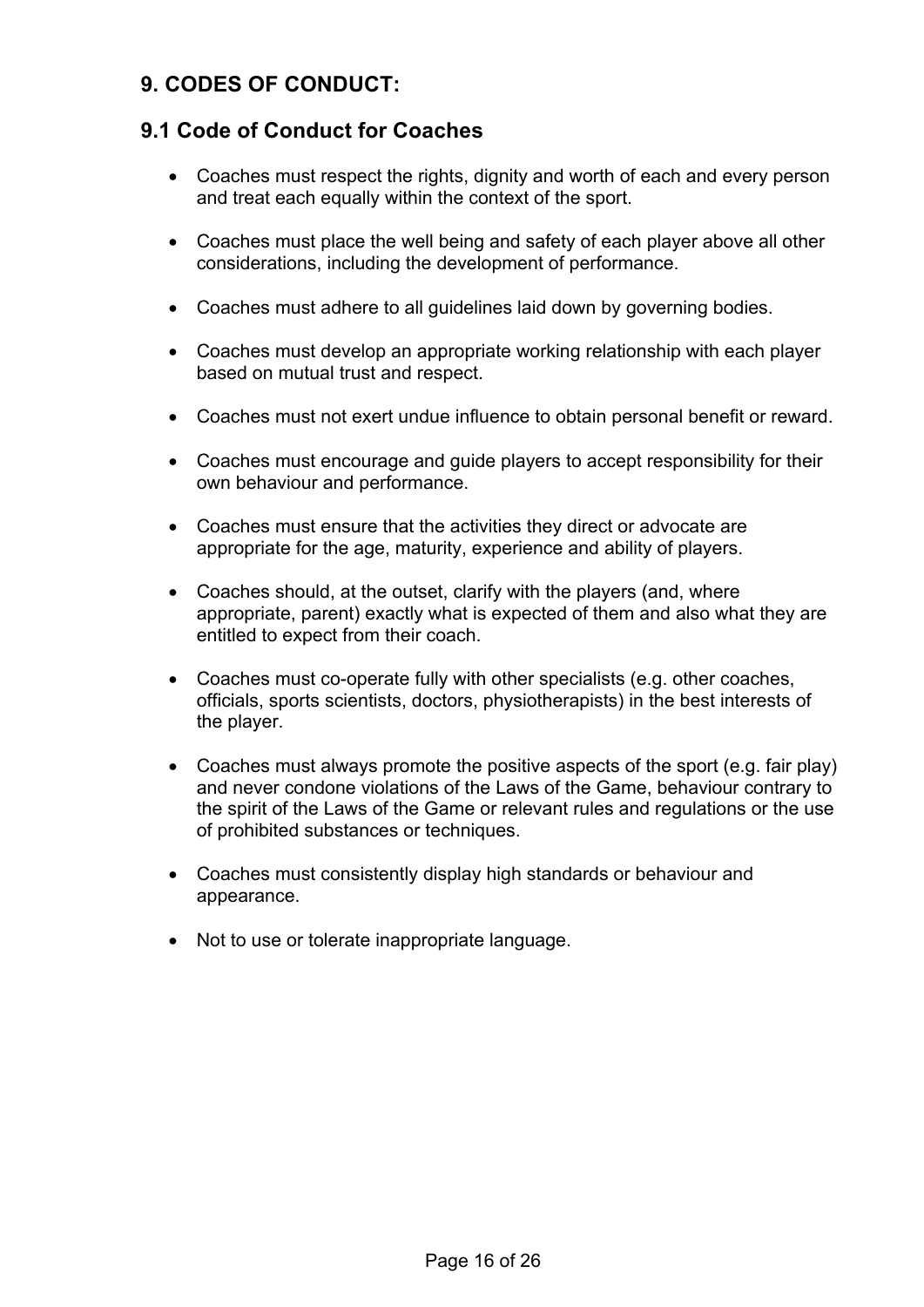## 9. CODES OF CONDUCT:

### 9.1 Code of Conduct for Coaches

- Coaches must respect the rights, dignity and worth of each and every person and treat each equally within the context of the sport.
- Coaches must place the well being and safety of each player above all other considerations, including the development of performance.
- Coaches must adhere to all guidelines laid down by governing bodies.
- Coaches must develop an appropriate working relationship with each player based on mutual trust and respect.
- Coaches must not exert undue influence to obtain personal benefit or reward.
- Coaches must encourage and guide players to accept responsibility for their own behaviour and performance.
- Coaches must ensure that the activities they direct or advocate are appropriate for the age, maturity, experience and ability of players.
- Coaches should, at the outset, clarify with the players (and, where appropriate, parent) exactly what is expected of them and also what they are entitled to expect from their coach.
- Coaches must co-operate fully with other specialists (e.g. other coaches, officials, sports scientists, doctors, physiotherapists) in the best interests of the player.
- Coaches must always promote the positive aspects of the sport (e.g. fair play) and never condone violations of the Laws of the Game, behaviour contrary to the spirit of the Laws of the Game or relevant rules and regulations or the use of prohibited substances or techniques.
- Coaches must consistently display high standards or behaviour and appearance.
- Not to use or tolerate inappropriate language.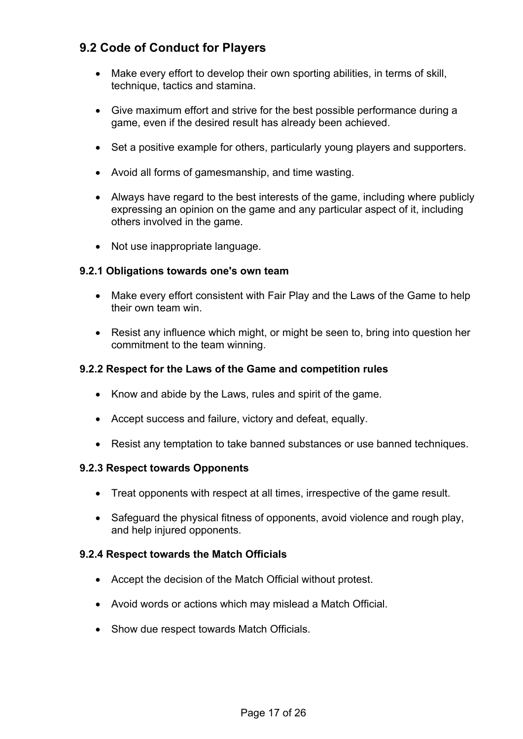## 9.2 Code of Conduct for Players

- Make every effort to develop their own sporting abilities, in terms of skill, technique, tactics and stamina.
- Give maximum effort and strive for the best possible performance during a game, even if the desired result has already been achieved.
- Set a positive example for others, particularly young players and supporters.
- Avoid all forms of gamesmanship, and time wasting.
- Always have regard to the best interests of the game, including where publicly expressing an opinion on the game and any particular aspect of it, including others involved in the game.
- Not use inappropriate language.

### 9.2.1 Obligations towards one's own team

- Make every effort consistent with Fair Play and the Laws of the Game to help their own team win.
- Resist any influence which might, or might be seen to, bring into question her commitment to the team winning.

### 9.2.2 Respect for the Laws of the Game and competition rules

- Know and abide by the Laws, rules and spirit of the game.
- Accept success and failure, victory and defeat, equally.
- Resist any temptation to take banned substances or use banned techniques.

### 9.2.3 Respect towards Opponents

- Treat opponents with respect at all times, irrespective of the game result.
- Safeguard the physical fitness of opponents, avoid violence and rough play, and help injured opponents.

### 9.2.4 Respect towards the Match Officials

- Accept the decision of the Match Official without protest.
- Avoid words or actions which may mislead a Match Official.
- Show due respect towards Match Officials.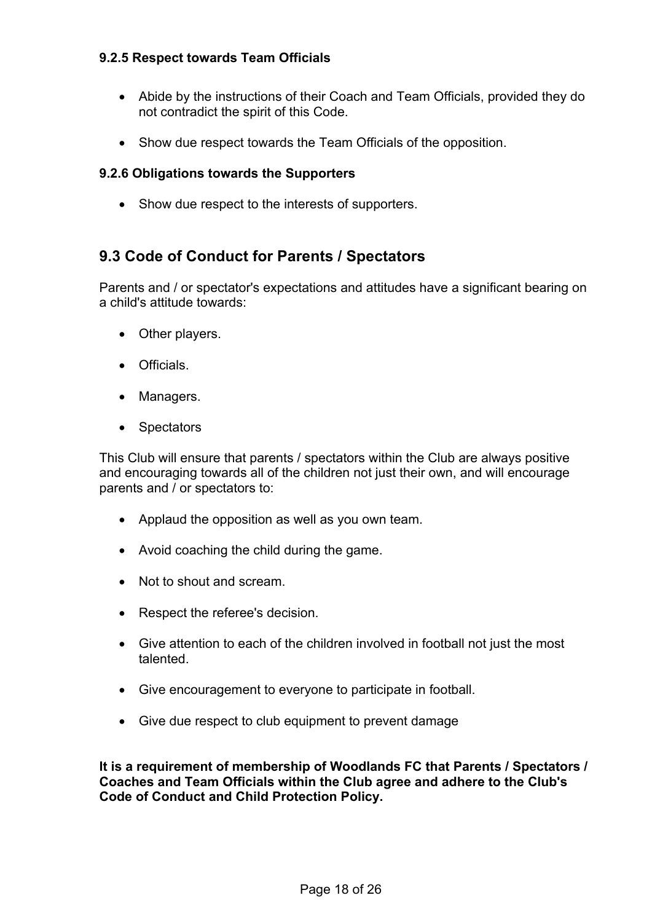#### 9.2.5 Respect towards Team Officials

- Abide by the instructions of their Coach and Team Officials, provided they do not contradict the spirit of this Code.
- Show due respect towards the Team Officials of the opposition.

#### 9.2.6 Obligations towards the Supporters

- Show due respect to the interests of supporters.

## 9.3 Code of Conduct for Parents / Spectators

Parents and / or spectator's expectations and attitudes have a significant bearing on a child's attitude towards:

- Other players.
- Officials.
- Managers.
- Spectators

This Club will ensure that parents / spectators within the Club are always positive and encouraging towards all of the children not just their own, and will encourage parents and / or spectators to:

- Applaud the opposition as well as you own team.
- Avoid coaching the child during the game.
- Not to shout and scream.
- Respect the referee's decision.
- Give attention to each of the children involved in football not just the most talented.
- Give encouragement to everyone to participate in football.
- Give due respect to club equipment to prevent damage

**It is a requirement of membership of Woodlands FC that Parents / Spectators / Coaches and Team Officials within the Club agree and adhere to the Club's Code of Conduct and Child Protection Policy.**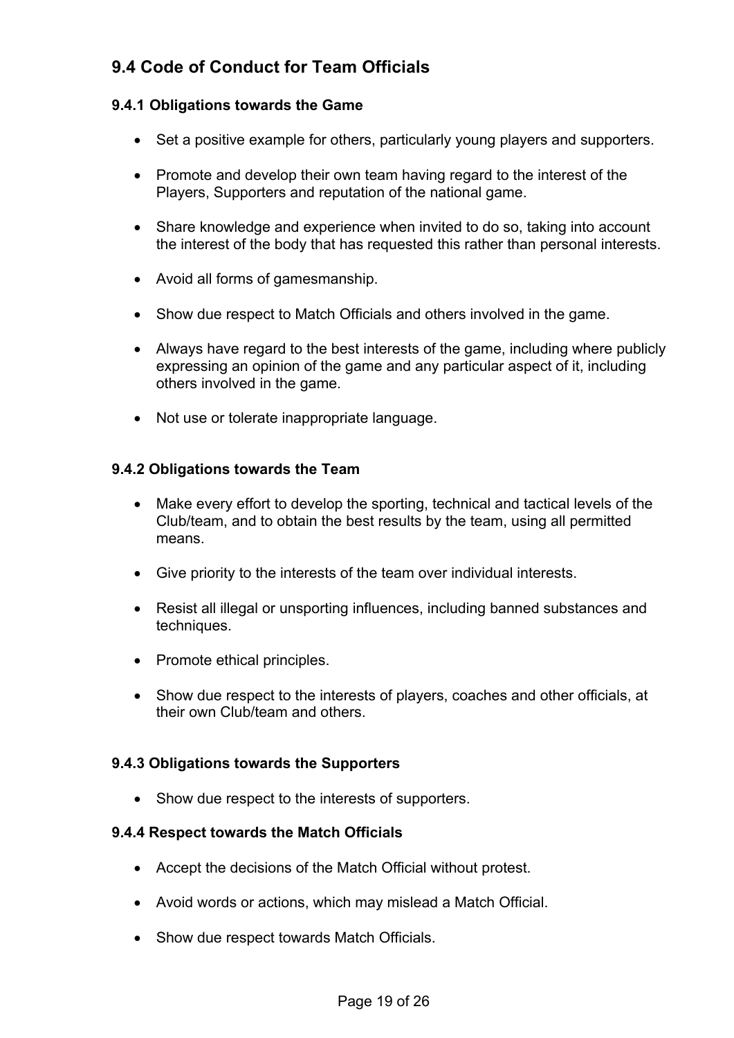## 9.4 Code of Conduct for Team Officials

### 9.4.1 Obligations towards the Game

- Set a positive example for others, particularly young players and supporters.
- Promote and develop their own team having regard to the interest of the Players, Supporters and reputation of the national game.
- Share knowledge and experience when invited to do so, taking into account the interest of the body that has requested this rather than personal interests.
- Avoid all forms of gamesmanship.
- Show due respect to Match Officials and others involved in the game.
- Always have regard to the best interests of the game, including where publicly expressing an opinion of the game and any particular aspect of it, including others involved in the game.
- Not use or tolerate inappropriate language.

### 9.4.2 Obligations towards the Team

- Make every effort to develop the sporting, technical and tactical levels of the Club/team, and to obtain the best results by the team, using all permitted means.
- Give priority to the interests of the team over individual interests.
- Resist all illegal or unsporting influences, including banned substances and techniques.
- Promote ethical principles.
- Show due respect to the interests of players, coaches and other officials, at their own Club/team and others.

### 9.4.3 Obligations towards the Supporters

- Show due respect to the interests of supporters.

### 9.4.4 Respect towards the Match Officials

- Accept the decisions of the Match Official without protest.
- Avoid words or actions, which may mislead a Match Official.
- Show due respect towards Match Officials.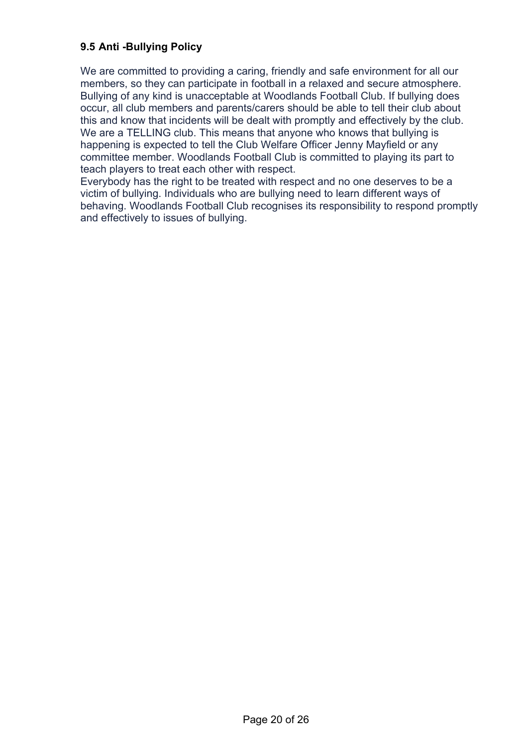### 9.5 Anti -Bullying Policy

We are committed to providing a caring, friendly and safe environment for all our members, so they can participate in football in a relaxed and secure atmosphere. Bullying of any kind is unacceptable at Woodlands Football Club. If bullying does occur, all club members and parents/carers should be able to tell their club about this and know that incidents will be dealt with promptly and effectively by the club. We are a TELLING club. This means that anyone who knows that bullying is happening is expected to tell the Club Welfare Officer Jenny Mayfield or any committee member. Woodlands Football Club is committed to playing its part to teach players to treat each other with respect.

Everybody has the right to be treated with respect and no one deserves to be a victim of bullying. Individuals who are bullying need to learn different ways of behaving. Woodlands Football Club recognises its responsibility to respond promptly and effectively to issues of bullying.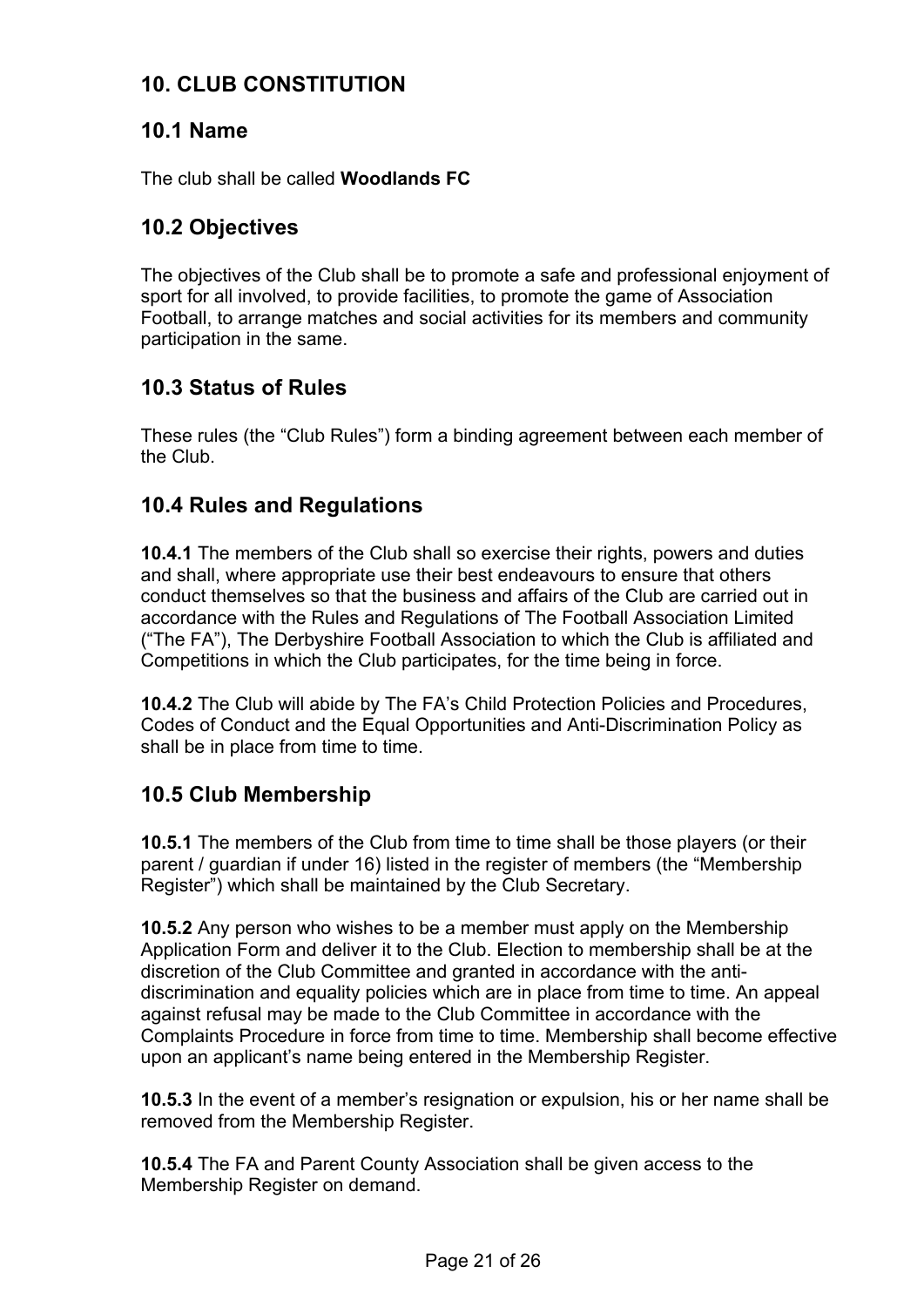## 10. CLUB CONSTITUTION

### 10.1 Name

The club shall be called **Woodlands FC**

### 10.2 Objectives

The objectives of the Club shall be to promote a safe and professional enjoyment of sport for all involved, to provide facilities, to promote the game of Association Football, to arrange matches and social activities for its members and community participation in the same.

### 10.3 Status of Rules

These rules (the "Club Rules") form a binding agreement between each member of the Club.

### 10.4 Rules and Regulations

**10.4.1** The members of the Club shall so exercise their rights, powers and duties and shall, where appropriate use their best endeavours to ensure that others conduct themselves so that the business and affairs of the Club are carried out in accordance with the Rules and Regulations of The Football Association Limited ("The FA"), The Derbyshire Football Association to which the Club is affiliated and Competitions in which the Club participates, for the time being in force.

**10.4.2** The Club will abide by The FA's Child Protection Policies and Procedures, Codes of Conduct and the Equal Opportunities and Anti-Discrimination Policy as shall be in place from time to time.

### 10.5 Club Membership

**10.5.1** The members of the Club from time to time shall be those players (or their parent / guardian if under 16) listed in the register of members (the "Membership Register") which shall be maintained by the Club Secretary.

**10.5.2** Any person who wishes to be a member must apply on the Membership Application Form and deliver it to the Club. Election to membership shall be at the discretion of the Club Committee and granted in accordance with the anti-discrimination and equality policies which are in place from time to time. An appeal against refusal may be made to the Club Committee in accordance with the Complaints Procedure in force from time to time. Membership shall become effective upon an applicant's name being entered in the Membership Register.

**10.5.3** In the event of a member's resignation or expulsion, his or her name shall be removed from the Membership Register.

**10.5.4** The FA and Parent County Association shall be given access to the Membership Register on demand.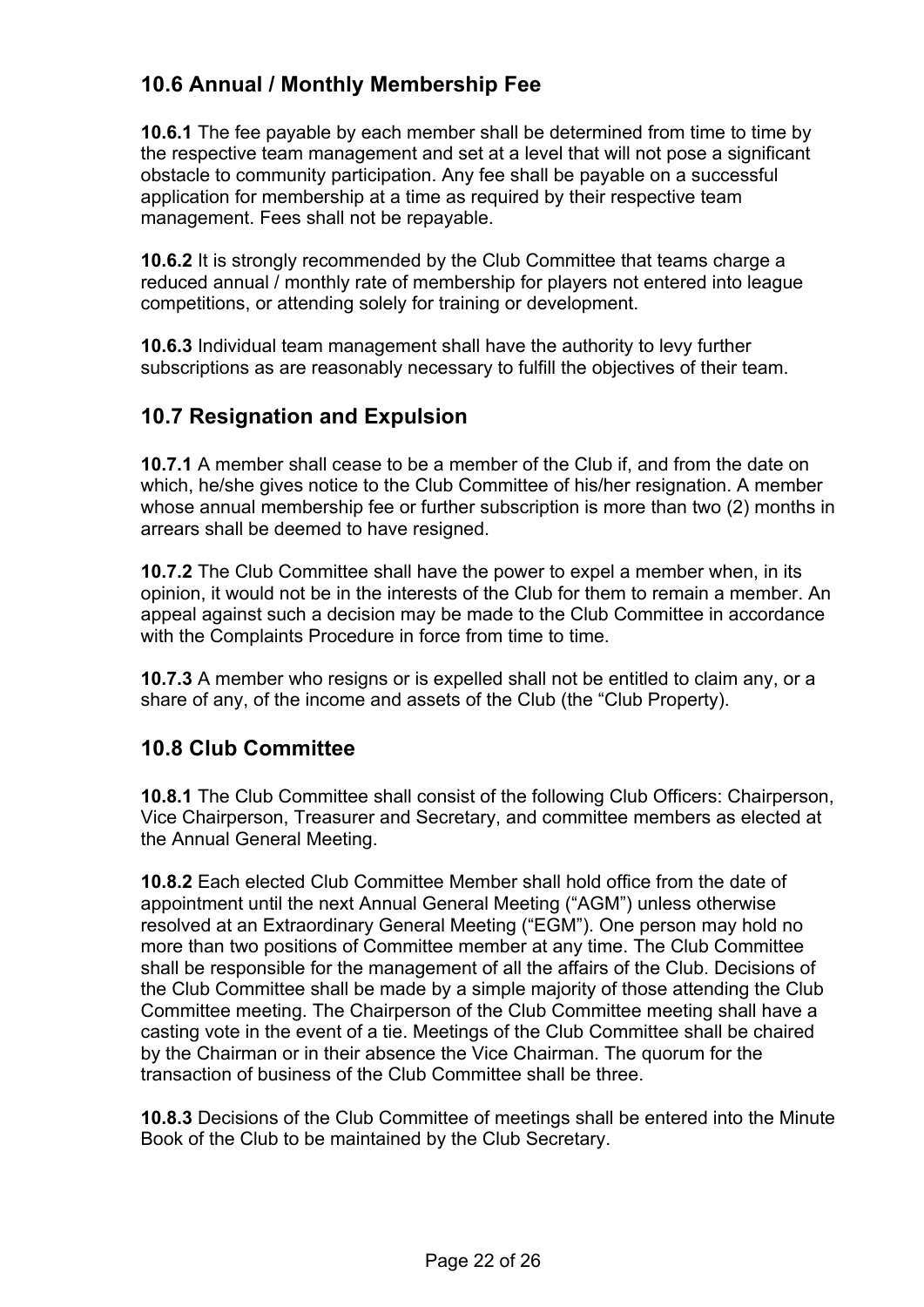## 10.6 Annual / Monthly Membership Fee

**10.6.1** The fee payable by each member shall be determined from time to time by the respective team management and set at a level that will not pose a significant obstacle to community participation. Any fee shall be payable on a successful application for membership at a time as required by their respective team management. Fees shall not be repayable.

**10.6.2** It is strongly recommended by the Club Committee that teams charge a reduced annual / monthly rate of membership for players not entered into league competitions, or attending solely for training or development.

**10.6.3** Individual team management shall have the authority to levy further subscriptions as are reasonably necessary to fulfill the objectives of their team.

## 10.7 Resignation and Expulsion

**10.7.1** A member shall cease to be a member of the Club if, and from the date on which, he/she gives notice to the Club Committee of his/her resignation. A member whose annual membership fee or further subscription is more than two (2) months in arrears shall be deemed to have resigned.

**10.7.2** The Club Committee shall have the power to expel a member when, in its opinion, it would not be in the interests of the Club for them to remain a member. An appeal against such a decision may be made to the Club Committee in accordance with the Complaints Procedure in force from time to time.

**10.7.3** A member who resigns or is expelled shall not be entitled to claim any, or a share of any, of the income and assets of the Club (the "Club Property).

## 10.8 Club Committee

**10.8.1** The Club Committee shall consist of the following Club Officers: Chairperson, Vice Chairperson, Treasurer and Secretary, and committee members as elected at the Annual General Meeting.

**10.8.2** Each elected Club Committee Member shall hold office from the date of appointment until the next Annual General Meeting ("AGM") unless otherwise resolved at an Extraordinary General Meeting ("EGM"). One person may hold no more than two positions of Committee member at any time. The Club Committee shall be responsible for the management of all the affairs of the Club. Decisions of the Club Committee shall be made by a simple majority of those attending the Club Committee meeting. The Chairperson of the Club Committee meeting shall have a casting vote in the event of a tie. Meetings of the Club Committee shall be chaired by the Chairman or in their absence the Vice Chairman. The quorum for the transaction of business of the Club Committee shall be three.

**10.8.3** Decisions of the Club Committee of meetings shall be entered into the Minute Book of the Club to be maintained by the Club Secretary.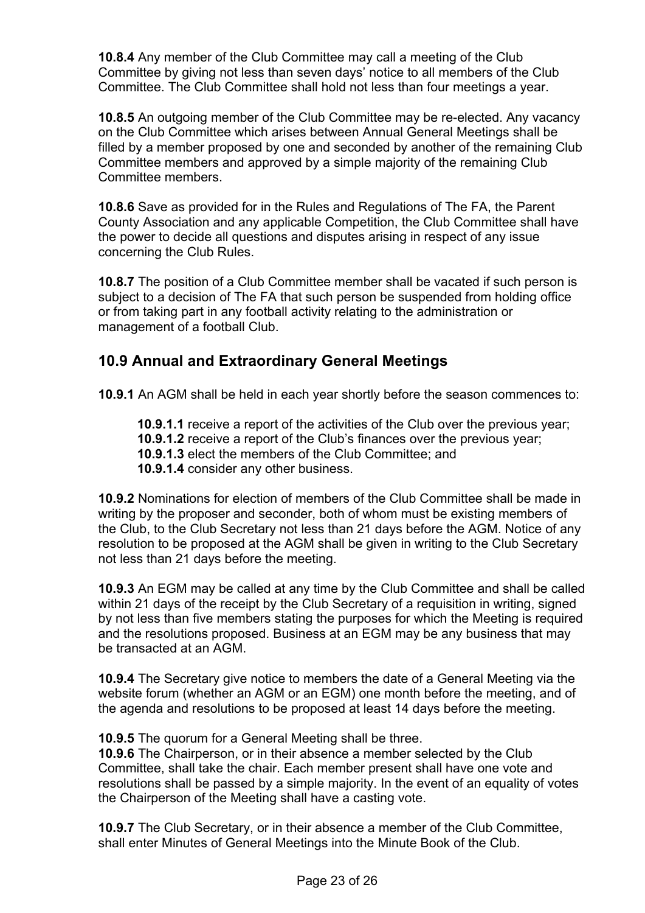**10.8.4** Any member of the Club Committee may call a meeting of the Club Committee by giving not less than seven days' notice to all members of the Club Committee. The Club Committee shall hold not less than four meetings a year.

**10.8.5** An outgoing member of the Club Committee may be re-elected. Any vacancy on the Club Committee which arises between Annual General Meetings shall be filled by a member proposed by one and seconded by another of the remaining Club Committee members and approved by a simple majority of the remaining Club Committee members.

**10.8.6** Save as provided for in the Rules and Regulations of The FA, the Parent County Association and any applicable Competition, the Club Committee shall have the power to decide all questions and disputes arising in respect of any issue concerning the Club Rules.

**10.8.7** The position of a Club Committee member shall be vacated if such person is subject to a decision of The FA that such person be suspended from holding office or from taking part in any football activity relating to the administration or management of a football Club.

## 10.9 Annual and Extraordinary General Meetings

**10.9.1** An AGM shall be held in each year shortly before the season commences to:

- **10.9.1.1** receive a report of the activities of the Club over the previous year;
- **10.9.1.2** receive a report of the Club's finances over the previous year;
- **10.9.1.3** elect the members of the Club Committee; and
- **10.9.1.4** consider any other business.

**10.9.2** Nominations for election of members of the Club Committee shall be made in writing by the proposer and seconder, both of whom must be existing members of the Club, to the Club Secretary not less than 21 days before the AGM. Notice of any resolution to be proposed at the AGM shall be given in writing to the Club Secretary not less than 21 days before the meeting.

**10.9.3** An EGM may be called at any time by the Club Committee and shall be called within 21 days of the receipt by the Club Secretary of a requisition in writing, signed by not less than five members stating the purposes for which the Meeting is required and the resolutions proposed. Business at an EGM may be any business that may be transacted at an AGM.

**10.9.4** The Secretary give notice to members the date of a General Meeting via the website forum (whether an AGM or an EGM) one month before the meeting, and of the agenda and resolutions to be proposed at least 14 days before the meeting.

**10.9.5** The quorum for a General Meeting shall be three.

**10.9.6** The Chairperson, or in their absence a member selected by the Club Committee, shall take the chair. Each member present shall have one vote and resolutions shall be passed by a simple majority. In the event of an equality of votes the Chairperson of the Meeting shall have a casting vote.

**10.9.7** The Club Secretary, or in their absence a member of the Club Committee, shall enter Minutes of General Meetings into the Minute Book of the Club.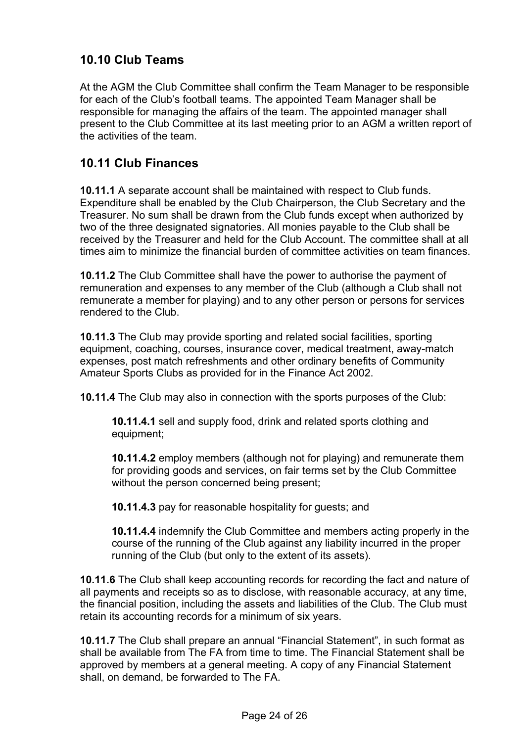## 10.10 Club Teams

At the AGM the Club Committee shall confirm the Team Manager to be responsible for each of the Club's football teams. The appointed Team Manager shall be responsible for managing the affairs of the team. The appointed manager shall present to the Club Committee at its last meeting prior to an AGM a written report of the activities of the team.

## 10.11 Club Finances

**10.11.1** A separate account shall be maintained with respect to Club funds. Expenditure shall be enabled by the Club Chairperson, the Club Secretary and the Treasurer. No sum shall be drawn from the Club funds except when authorized by two of the three designated signatories. All monies payable to the Club shall be received by the Treasurer and held for the Club Account. The committee shall at all times aim to minimize the financial burden of committee activities on team finances.

**10.11.2** The Club Committee shall have the power to authorise the payment of remuneration and expenses to any member of the Club (although a Club shall not remunerate a member for playing) and to any other person or persons for services rendered to the Club.

**10.11.3** The Club may provide sporting and related social facilities, sporting equipment, coaching, courses, insurance cover, medical treatment, away-match expenses, post match refreshments and other ordinary benefits of Community Amateur Sports Clubs as provided for in the Finance Act 2002.

**10.11.4** The Club may also in connection with the sports purposes of the Club:

> **10.11.4.1** sell and supply food, drink and related sports clothing and equipment;
>
> **10.11.4.2** employ members (although not for playing) and remunerate them for providing goods and services, on fair terms set by the Club Committee without the person concerned being present;
>
> **10.11.4.3** pay for reasonable hospitality for guests; and
>
> **10.11.4.4** indemnify the Club Committee and members acting properly in the course of the running of the Club against any liability incurred in the proper running of the Club (but only to the extent of its assets).

**10.11.6** The Club shall keep accounting records for recording the fact and nature of all payments and receipts so as to disclose, with reasonable accuracy, at any time, the financial position, including the assets and liabilities of the Club. The Club must retain its accounting records for a minimum of six years.

**10.11.7** The Club shall prepare an annual "Financial Statement", in such format as shall be available from The FA from time to time. The Financial Statement shall be approved by members at a general meeting. A copy of any Financial Statement shall, on demand, be forwarded to The FA.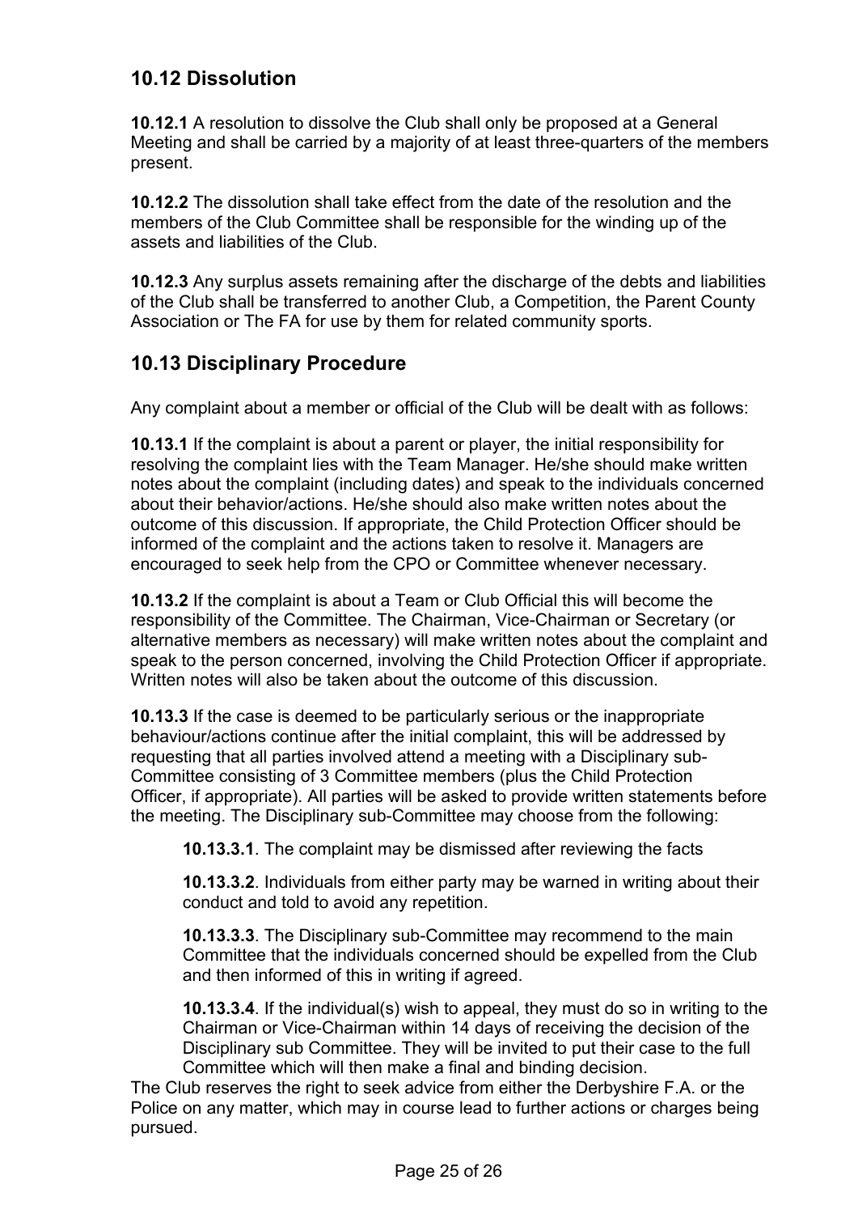## 10.12 Dissolution

**10.12.1** A resolution to dissolve the Club shall only be proposed at a General Meeting and shall be carried by a majority of at least three-quarters of the members present.

**10.12.2** The dissolution shall take effect from the date of the resolution and the members of the Club Committee shall be responsible for the winding up of the assets and liabilities of the Club.

**10.12.3** Any surplus assets remaining after the discharge of the debts and liabilities of the Club shall be transferred to another Club, a Competition, the Parent County Association or The FA for use by them for related community sports.

## 10.13 Disciplinary Procedure

Any complaint about a member or official of the Club will be dealt with as follows:

**10.13.1** If the complaint is about a parent or player, the initial responsibility for resolving the complaint lies with the Team Manager. He/she should make written notes about the complaint (including dates) and speak to the individuals concerned about their behavior/actions. He/she should also make written notes about the outcome of this discussion. If appropriate, the Child Protection Officer should be informed of the complaint and the actions taken to resolve it. Managers are encouraged to seek help from the CPO or Committee whenever necessary.

**10.13.2** If the complaint is about a Team or Club Official this will become the responsibility of the Committee. The Chairman, Vice-Chairman or Secretary (or alternative members as necessary) will make written notes about the complaint and speak to the person concerned, involving the Child Protection Officer if appropriate. Written notes will also be taken about the outcome of this discussion.

**10.13.3** If the case is deemed to be particularly serious or the inappropriate behaviour/actions continue after the initial complaint, this will be addressed by requesting that all parties involved attend a meeting with a Disciplinary sub-Committee consisting of 3 Committee members (plus the Child Protection Officer, if appropriate). All parties will be asked to provide written statements before the meeting. The Disciplinary sub-Committee may choose from the following:

> **10.13.3.1**. The complaint may be dismissed after reviewing the facts
>
> **10.13.3.2**. Individuals from either party may be warned in writing about their conduct and told to avoid any repetition.
>
> **10.13.3.3**. The Disciplinary sub-Committee may recommend to the main Committee that the individuals concerned should be expelled from the Club and then informed of this in writing if agreed.
>
> **10.13.3.4**. If the individual(s) wish to appeal, they must do so in writing to the Chairman or Vice-Chairman within 14 days of receiving the decision of the Disciplinary sub Committee. They will be invited to put their case to the full Committee which will then make a final and binding decision.

The Club reserves the right to seek advice from either the Derbyshire F.A. or the Police on any matter, which may in course lead to further actions or charges being pursued.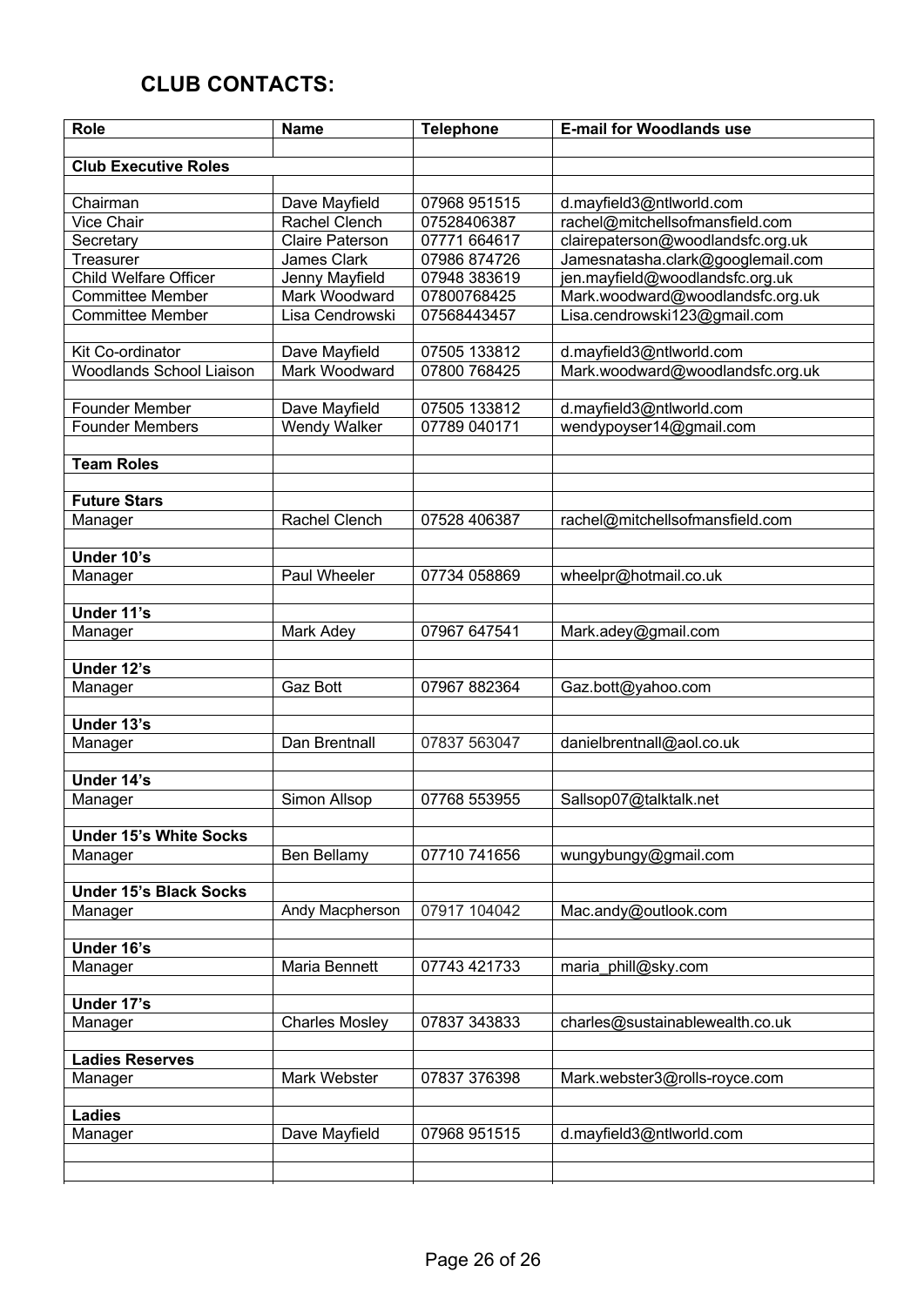## CLUB CONTACTS:

| Role | Name | Telephone | E-mail for Woodlands use |
|---|---|---|---|
| | | | |
| **Club Executive Roles** | | | |
| | | | |
| Chairman | Dave Mayfield | 07968 951515 | d.mayfield3@ntlworld.com |
| Vice Chair | Rachel Clench | 07528406387 | rachel@mitchellsofmansfield.com |
| Secretary | Claire Paterson | 07771 664617 | clairepaterson@woodlandsfc.org.uk |
| Treasurer | James Clark | 07986 874726 | Jamesnatasha.clark@googlemail.com |
| Child Welfare Officer | Jenny Mayfield | 07948 383619 | jen.mayfield@woodlandsfc.org.uk |
| Committee Member | Mark Woodward | 07800768425 | Mark.woodward@woodlandsfc.org.uk |
| Committee Member | Lisa Cendrowski | 07568443457 | Lisa.cendrowski123@gmail.com |
| | | | |
| Kit Co-ordinator | Dave Mayfield | 07505 133812 | d.mayfield3@ntlworld.com |
| Woodlands School Liaison | Mark Woodward | 07800 768425 | Mark.woodward@woodlandsfc.org.uk |
| | | | |
| Founder Member | Dave Mayfield | 07505 133812 | d.mayfield3@ntlworld.com |
| Founder Members | Wendy Walker | 07789 040171 | wendypoyser14@gmail.com |
| | | | |
| **Team Roles** | | | |
| | | | |
| **Future Stars** | | | |
| Manager | Rachel Clench | 07528 406387 | rachel@mitchellsofmansfield.com |
| | | | |
| **Under 10's** | | | |
| Manager | Paul Wheeler | 07734 058869 | wheelpr@hotmail.co.uk |
| | | | |
| **Under 11's** | | | |
| Manager | Mark Adey | 07967 647541 | Mark.adey@gmail.com |
| | | | |
| **Under 12's** | | | |
| Manager | Gaz Bott | 07967 882364 | Gaz.bott@yahoo.com |
| | | | |
| **Under 13's** | | | |
| Manager | Dan Brentnall | 07837 563047 | danielbrentnall@aol.co.uk |
| | | | |
| **Under 14's** | | | |
| Manager | Simon Allsop | 07768 553955 | Sallsop07@talktalk.net |
| | | | |
| **Under 15's White Socks** | | | |
| Manager | Ben Bellamy | 07710 741656 | wungybungy@gmail.com |
| | | | |
| **Under 15's Black Socks** | | | |
| Manager | Andy Macpherson | 07917 104042 | Mac.andy@outlook.com |
| | | | |
| **Under 16's** | | | |
| Manager | Maria Bennett | 07743 421733 | maria_phill@sky.com |
| | | | |
| **Under 17's** | | | |
| Manager | Charles Mosley | 07837 343833 | charles@sustainablewealth.co.uk |
| | | | |
| **Ladies Reserves** | | | |
| Manager | Mark Webster | 07837 376398 | Mark.webster3@rolls-royce.com |
| | | | |
| **Ladies** | | | |
| Manager | Dave Mayfield | 07968 951515 | d.mayfield3@ntlworld.com |
| | | | |
| | | | |